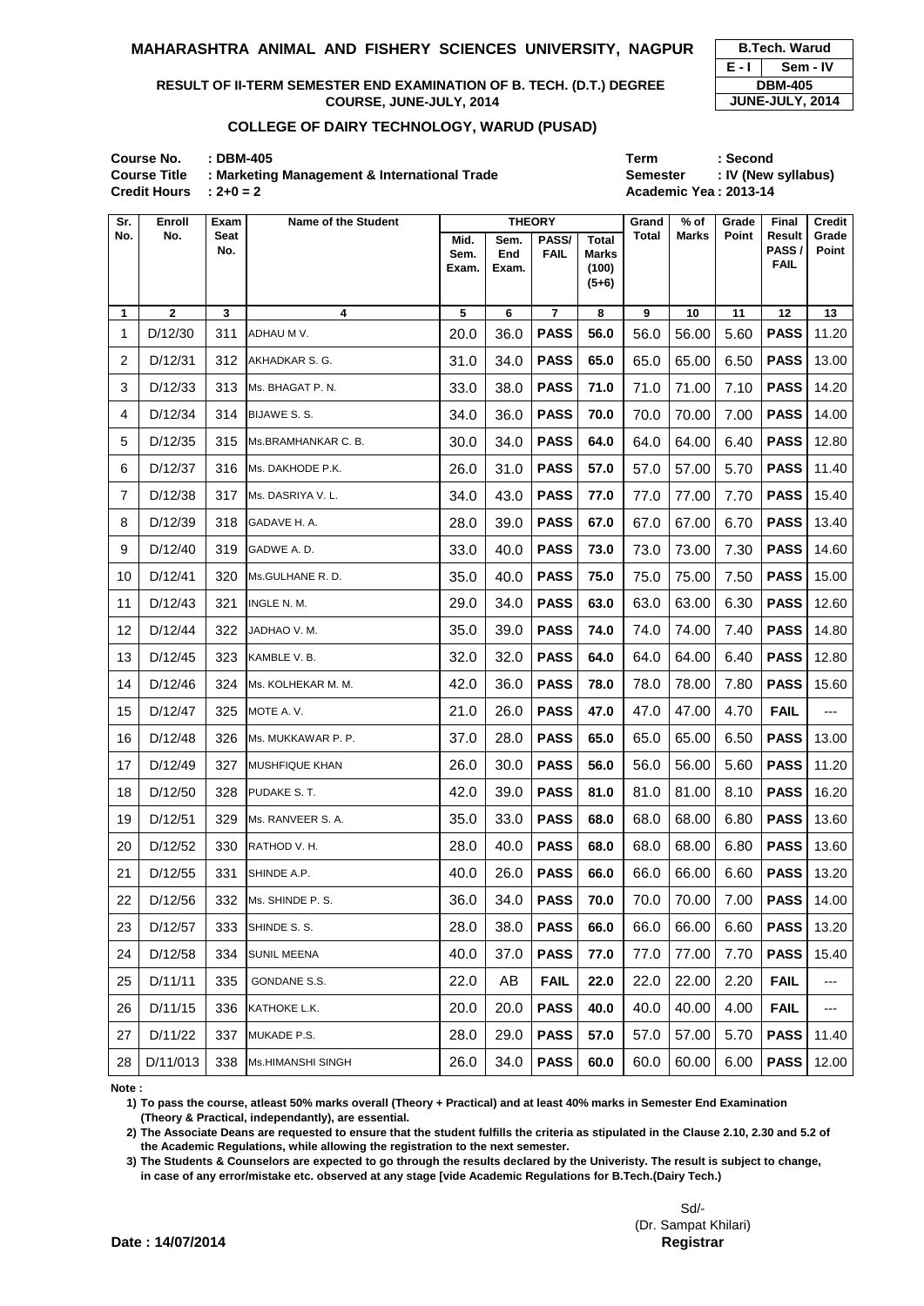# MAHARASHTRA ANIMAL AND FISHERY SCIENCES UNIVERSITY, NAGPUR

| B.Tech. Warud | |
|---|---|
| E - I | Sem - IV |
| DBM-405 | |
| JUNE-JULY, 2014 | |

**RESULT OF II-TERM SEMESTER END EXAMINATION OF B. TECH. (D.T.) DEGREE COURSE, JUNE-JULY, 2014**

**COLLEGE OF DAIRY TECHNOLOGY, WARUD (PUSAD)**

**Course No.** : DBM-405
**Course Title** : Marketing Management & International Trade
**Credit Hours** : 2+0 = 2

**Term** : Second
**Semester** : IV (New syllabus)
**Academic Yea** : 2013-14

| Sr. No. | Enroll No. | Exam Seat No. | Name of the Student | THEORY | | | | Grand Total | % of Marks | Grade Point | Final Result PASS / FAIL | Credit Grade Point |
|---|---|---|---|---|---|---|---|---|---|---|---|---|
| | | | | Mid. Sem. Exam. | Sem. End Exam. | PASS/ FAIL | Total Marks (100) (5+6) | | | | | |
| 1 | 2 | 3 | 4 | 5 | 6 | 7 | 8 | 9 | 10 | 11 | 12 | 13 |
| 1 | D/12/30 | 311 | ADHAU M V. | 20.0 | 36.0 | **PASS** | **56.0** | 56.0 | 56.00 | 5.60 | **PASS** | 11.20 |
| 2 | D/12/31 | 312 | AKHADKAR S. G. | 31.0 | 34.0 | **PASS** | **65.0** | 65.0 | 65.00 | 6.50 | **PASS** | 13.00 |
| 3 | D/12/33 | 313 | Ms. BHAGAT P. N. | 33.0 | 38.0 | **PASS** | **71.0** | 71.0 | 71.00 | 7.10 | **PASS** | 14.20 |
| 4 | D/12/34 | 314 | BIJAWE S. S. | 34.0 | 36.0 | **PASS** | **70.0** | 70.0 | 70.00 | 7.00 | **PASS** | 14.00 |
| 5 | D/12/35 | 315 | Ms.BRAMHANKAR C. B. | 30.0 | 34.0 | **PASS** | **64.0** | 64.0 | 64.00 | 6.40 | **PASS** | 12.80 |
| 6 | D/12/37 | 316 | Ms. DAKHODE P.K. | 26.0 | 31.0 | **PASS** | **57.0** | 57.0 | 57.00 | 5.70 | **PASS** | 11.40 |
| 7 | D/12/38 | 317 | Ms. DASRIYA V. L. | 34.0 | 43.0 | **PASS** | **77.0** | 77.0 | 77.00 | 7.70 | **PASS** | 15.40 |
| 8 | D/12/39 | 318 | GADAVE H. A. | 28.0 | 39.0 | **PASS** | **67.0** | 67.0 | 67.00 | 6.70 | **PASS** | 13.40 |
| 9 | D/12/40 | 319 | GADWE A. D. | 33.0 | 40.0 | **PASS** | **73.0** | 73.0 | 73.00 | 7.30 | **PASS** | 14.60 |
| 10 | D/12/41 | 320 | Ms.GULHANE R. D. | 35.0 | 40.0 | **PASS** | **75.0** | 75.0 | 75.00 | 7.50 | **PASS** | 15.00 |
| 11 | D/12/43 | 321 | INGLE N. M. | 29.0 | 34.0 | **PASS** | **63.0** | 63.0 | 63.00 | 6.30 | **PASS** | 12.60 |
| 12 | D/12/44 | 322 | JADHAO V. M. | 35.0 | 39.0 | **PASS** | **74.0** | 74.0 | 74.00 | 7.40 | **PASS** | 14.80 |
| 13 | D/12/45 | 323 | KAMBLE V. B. | 32.0 | 32.0 | **PASS** | **64.0** | 64.0 | 64.00 | 6.40 | **PASS** | 12.80 |
| 14 | D/12/46 | 324 | Ms. KOLHEKAR M. M. | 42.0 | 36.0 | **PASS** | **78.0** | 78.0 | 78.00 | 7.80 | **PASS** | 15.60 |
| 15 | D/12/47 | 325 | MOTE A. V. | 21.0 | 26.0 | **PASS** | **47.0** | 47.0 | 47.00 | 4.70 | **FAIL** | --- |
| 16 | D/12/48 | 326 | Ms. MUKKAWAR P. P. | 37.0 | 28.0 | **PASS** | **65.0** | 65.0 | 65.00 | 6.50 | **PASS** | 13.00 |
| 17 | D/12/49 | 327 | MUSHFIQUE KHAN | 26.0 | 30.0 | **PASS** | **56.0** | 56.0 | 56.00 | 5.60 | **PASS** | 11.20 |
| 18 | D/12/50 | 328 | PUDAKE S. T. | 42.0 | 39.0 | **PASS** | **81.0** | 81.0 | 81.00 | 8.10 | **PASS** | 16.20 |
| 19 | D/12/51 | 329 | Ms. RANVEER S. A. | 35.0 | 33.0 | **PASS** | **68.0** | 68.0 | 68.00 | 6.80 | **PASS** | 13.60 |
| 20 | D/12/52 | 330 | RATHOD V. H. | 28.0 | 40.0 | **PASS** | **68.0** | 68.0 | 68.00 | 6.80 | **PASS** | 13.60 |
| 21 | D/12/55 | 331 | SHINDE A.P. | 40.0 | 26.0 | **PASS** | **66.0** | 66.0 | 66.00 | 6.60 | **PASS** | 13.20 |
| 22 | D/12/56 | 332 | Ms. SHINDE P. S. | 36.0 | 34.0 | **PASS** | **70.0** | 70.0 | 70.00 | 7.00 | **PASS** | 14.00 |
| 23 | D/12/57 | 333 | SHINDE S. S. | 28.0 | 38.0 | **PASS** | **66.0** | 66.0 | 66.00 | 6.60 | **PASS** | 13.20 |
| 24 | D/12/58 | 334 | SUNIL MEENA | 40.0 | 37.0 | **PASS** | **77.0** | 77.0 | 77.00 | 7.70 | **PASS** | 15.40 |
| 25 | D/11/11 | 335 | GONDANE S.S. | 22.0 | AB | **FAIL** | **22.0** | 22.0 | 22.00 | 2.20 | **FAIL** | --- |
| 26 | D/11/15 | 336 | KATHOKE L.K. | 20.0 | 20.0 | **PASS** | **40.0** | 40.0 | 40.00 | 4.00 | **FAIL** | --- |
| 27 | D/11/22 | 337 | MUKADE P.S. | 28.0 | 29.0 | **PASS** | **57.0** | 57.0 | 57.00 | 5.70 | **PASS** | 11.40 |
| 28 | D/11/013 | 338 | Ms.HIMANSHI SINGH | 26.0 | 34.0 | **PASS** | **60.0** | 60.0 | 60.00 | 6.00 | **PASS** | 12.00 |

**Note :**

1) To pass the course, atleast 50% marks overall (Theory + Practical) and at least 40% marks in Semester End Examination (Theory & Practical, independantly), are essential.

2) The Associate Deans are requested to ensure that the student fulfills the criteria as stipulated in the Clause 2.10, 2.30 and 5.2 of the Academic Regulations, while allowing the registration to the next semester.

3) The Students & Counselors are expected to go through the results declared by the Univeristy. The result is subject to change, in case of any error/mistake etc. observed at any stage [vide Academic Regulations for B.Tech.(Dairy Tech.)

**Date : 14/07/2014**

Sd/-
(Dr. Sampat Khilari)
**Registrar**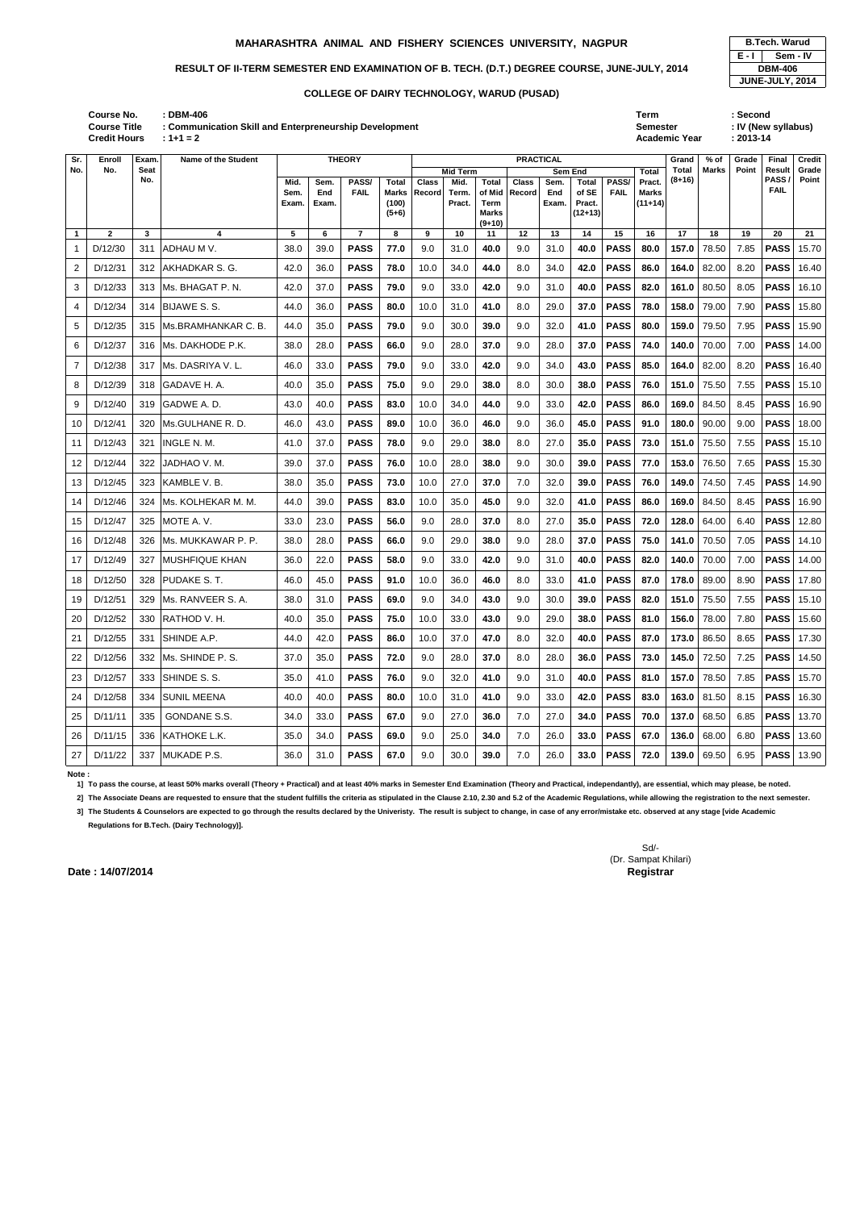# MAHARASHTRA ANIMAL AND FISHERY SCIENCES UNIVERSITY, NAGPUR

## RESULT OF II-TERM SEMESTER END EXAMINATION OF B. TECH. (D.T.) DEGREE COURSE, JUNE-JULY, 2014

### COLLEGE OF DAIRY TECHNOLOGY, WARUD (PUSAD)

| B.Tech. Warud | |
|---|---|
| E - I | Sem - IV |
| DBM-406 | |
| JUNE-JULY, 2014 | |

**Course No.** : DBM-406
**Course Title** : Communication Skill and Enterpreneurship Development
**Credit Hours** : 1+1 = 2

**Term** : Second
**Semester** : IV (New syllabus)
**Academic Year** : 2013-14

| Sr. No. | Enroll No. | Exam. Seat No. | Name of the Student | THEORY | | | | PRACTICAL | | | | | | | | Grand Total (8+16) | % of Marks | Grade Point | Final Result PASS / FAIL | Credit Grade Point |
|---|---|---|---|---|---|---|---|---|---|---|---|---|---|---|---|---|---|---|---|---|
| | | | | | | | | Mid Term | | | Sem End | | | | | | | | | |
| | | | | Mid. Sem. Exam. | Sem. End Exam. | PASS/ FAIL | Total Marks (100) (5+6) | Class Record | Mid. Term. Pract. | Total of Mid Term Marks (9+10) | Class Record | Sem. End Exam. | Total of SE Pract. (12+13) | PASS/ FAIL | Total Pract. Marks (11+14) | | | | | |
| 1 | 2 | 3 | 4 | 5 | 6 | 7 | 8 | 9 | 10 | 11 | 12 | 13 | 14 | 15 | 16 | 17 | 18 | 19 | 20 | 21 |
| 1 | D/12/30 | 311 | ADHAU M V. | 38.0 | 39.0 | **PASS** | **77.0** | 9.0 | 31.0 | **40.0** | 9.0 | 31.0 | **40.0** | **PASS** | **80.0** | **157.0** | 78.50 | 7.85 | **PASS** | 15.70 |
| 2 | D/12/31 | 312 | AKHADKAR S. G. | 42.0 | 36.0 | **PASS** | **78.0** | 10.0 | 34.0 | **44.0** | 8.0 | 34.0 | **42.0** | **PASS** | **86.0** | **164.0** | 82.00 | 8.20 | **PASS** | 16.40 |
| 3 | D/12/33 | 313 | Ms. BHAGAT P. N. | 42.0 | 37.0 | **PASS** | **79.0** | 9.0 | 33.0 | **42.0** | 9.0 | 31.0 | **40.0** | **PASS** | **82.0** | **161.0** | 80.50 | 8.05 | **PASS** | 16.10 |
| 4 | D/12/34 | 314 | BIJAWE S. S. | 44.0 | 36.0 | **PASS** | **80.0** | 10.0 | 31.0 | **41.0** | 8.0 | 29.0 | **37.0** | **PASS** | **78.0** | **158.0** | 79.00 | 7.90 | **PASS** | 15.80 |
| 5 | D/12/35 | 315 | Ms.BRAMHANKAR C. B. | 44.0 | 35.0 | **PASS** | **79.0** | 9.0 | 30.0 | **39.0** | 9.0 | 32.0 | **41.0** | **PASS** | **80.0** | **159.0** | 79.50 | 7.95 | **PASS** | 15.90 |
| 6 | D/12/37 | 316 | Ms. DAKHODE P.K. | 38.0 | 28.0 | **PASS** | **66.0** | 9.0 | 28.0 | **37.0** | 9.0 | 28.0 | **37.0** | **PASS** | **74.0** | **140.0** | 70.00 | 7.00 | **PASS** | 14.00 |
| 7 | D/12/38 | 317 | Ms. DASRIYA V. L. | 46.0 | 33.0 | **PASS** | **79.0** | 9.0 | 33.0 | **42.0** | 9.0 | 34.0 | **43.0** | **PASS** | **85.0** | **164.0** | 82.00 | 8.20 | **PASS** | 16.40 |
| 8 | D/12/39 | 318 | GADAVE H. A. | 40.0 | 35.0 | **PASS** | **75.0** | 9.0 | 29.0 | **38.0** | 8.0 | 30.0 | **38.0** | **PASS** | **76.0** | **151.0** | 75.50 | 7.55 | **PASS** | 15.10 |
| 9 | D/12/40 | 319 | GADWE A. D. | 43.0 | 40.0 | **PASS** | **83.0** | 10.0 | 34.0 | **44.0** | 9.0 | 33.0 | **42.0** | **PASS** | **86.0** | **169.0** | 84.50 | 8.45 | **PASS** | 16.90 |
| 10 | D/12/41 | 320 | Ms.GULHANE R. D. | 46.0 | 43.0 | **PASS** | **89.0** | 10.0 | 36.0 | **46.0** | 9.0 | 36.0 | **45.0** | **PASS** | **91.0** | **180.0** | 90.00 | 9.00 | **PASS** | 18.00 |
| 11 | D/12/43 | 321 | INGLE N. M. | 41.0 | 37.0 | **PASS** | **78.0** | 9.0 | 29.0 | **38.0** | 8.0 | 27.0 | **35.0** | **PASS** | **73.0** | **151.0** | 75.50 | 7.55 | **PASS** | 15.10 |
| 12 | D/12/44 | 322 | JADHAO V. M. | 39.0 | 37.0 | **PASS** | **76.0** | 10.0 | 28.0 | **38.0** | 9.0 | 30.0 | **39.0** | **PASS** | **77.0** | **153.0** | 76.50 | 7.65 | **PASS** | 15.30 |
| 13 | D/12/45 | 323 | KAMBLE V. B. | 38.0 | 35.0 | **PASS** | **73.0** | 10.0 | 27.0 | **37.0** | 7.0 | 32.0 | **39.0** | **PASS** | **76.0** | **149.0** | 74.50 | 7.45 | **PASS** | 14.90 |
| 14 | D/12/46 | 324 | Ms. KOLHEKAR M. M. | 44.0 | 39.0 | **PASS** | **83.0** | 10.0 | 35.0 | **45.0** | 9.0 | 32.0 | **41.0** | **PASS** | **86.0** | **169.0** | 84.50 | 8.45 | **PASS** | 16.90 |
| 15 | D/12/47 | 325 | MOTE A. V. | 33.0 | 23.0 | **PASS** | **56.0** | 9.0 | 28.0 | **37.0** | 8.0 | 27.0 | **35.0** | **PASS** | **72.0** | **128.0** | 64.00 | 6.40 | **PASS** | 12.80 |
| 16 | D/12/48 | 326 | Ms. MUKKAWAR P. P. | 38.0 | 28.0 | **PASS** | **66.0** | 9.0 | 29.0 | **38.0** | 9.0 | 28.0 | **37.0** | **PASS** | **75.0** | **141.0** | 70.50 | 7.05 | **PASS** | 14.10 |
| 17 | D/12/49 | 327 | MUSHFIQUE KHAN | 36.0 | 22.0 | **PASS** | **58.0** | 9.0 | 33.0 | **42.0** | 9.0 | 31.0 | **40.0** | **PASS** | **82.0** | **140.0** | 70.00 | 7.00 | **PASS** | 14.00 |
| 18 | D/12/50 | 328 | PUDAKE S. T. | 46.0 | 45.0 | **PASS** | **91.0** | 10.0 | 36.0 | **46.0** | 8.0 | 33.0 | **41.0** | **PASS** | **87.0** | **178.0** | 89.00 | 8.90 | **PASS** | 17.80 |
| 19 | D/12/51 | 329 | Ms. RANVEER S. A. | 38.0 | 31.0 | **PASS** | **69.0** | 9.0 | 34.0 | **43.0** | 9.0 | 30.0 | **39.0** | **PASS** | **82.0** | **151.0** | 75.50 | 7.55 | **PASS** | 15.10 |
| 20 | D/12/52 | 330 | RATHOD V. H. | 40.0 | 35.0 | **PASS** | **75.0** | 10.0 | 33.0 | **43.0** | 9.0 | 29.0 | **38.0** | **PASS** | **81.0** | **156.0** | 78.00 | 7.80 | **PASS** | 15.60 |
| 21 | D/12/55 | 331 | SHINDE A.P. | 44.0 | 42.0 | **PASS** | **86.0** | 10.0 | 37.0 | **47.0** | 8.0 | 32.0 | **40.0** | **PASS** | **87.0** | **173.0** | 86.50 | 8.65 | **PASS** | 17.30 |
| 22 | D/12/56 | 332 | Ms. SHINDE P. S. | 37.0 | 35.0 | **PASS** | **72.0** | 9.0 | 28.0 | **37.0** | 8.0 | 28.0 | **36.0** | **PASS** | **73.0** | **145.0** | 72.50 | 7.25 | **PASS** | 14.50 |
| 23 | D/12/57 | 333 | SHINDE S. S. | 35.0 | 41.0 | **PASS** | **76.0** | 9.0 | 32.0 | **41.0** | 9.0 | 31.0 | **40.0** | **PASS** | **81.0** | **157.0** | 78.50 | 7.85 | **PASS** | 15.70 |
| 24 | D/12/58 | 334 | SUNIL MEENA | 40.0 | 40.0 | **PASS** | **80.0** | 10.0 | 31.0 | **41.0** | 9.0 | 33.0 | **42.0** | **PASS** | **83.0** | **163.0** | 81.50 | 8.15 | **PASS** | 16.30 |
| 25 | D/11/11 | 335 | GONDANE S.S. | 34.0 | 33.0 | **PASS** | **67.0** | 9.0 | 27.0 | **36.0** | 7.0 | 27.0 | **34.0** | **PASS** | **70.0** | **137.0** | 68.50 | 6.85 | **PASS** | 13.70 |
| 26 | D/11/15 | 336 | KATHOKE L.K. | 35.0 | 34.0 | **PASS** | **69.0** | 9.0 | 25.0 | **34.0** | 7.0 | 26.0 | **33.0** | **PASS** | **67.0** | **136.0** | 68.00 | 6.80 | **PASS** | 13.60 |
| 27 | D/11/22 | 337 | MUKADE P.S. | 36.0 | 31.0 | **PASS** | **67.0** | 9.0 | 30.0 | **39.0** | 7.0 | 26.0 | **33.0** | **PASS** | **72.0** | **139.0** | 69.50 | 6.95 | **PASS** | 13.90 |

**Note :**

**1] To pass the course, at least 50% marks overall (Theory + Practical) and at least 40% marks in Semester End Examination (Theory and Practical, independantly), are essential, which may please, be noted.**

**2] The Associate Deans are requested to ensure that the student fulfills the criteria as stipulated in the Clause 2.10, 2.30 and 5.2 of the Academic Regulations, while allowing the registration to the next semester.**

**3] The Students & Counselors are expected to go through the results declared by the Univeristy. The result is subject to change, in case of any error/mistake etc. observed at any stage [vide Academic Regulations for B.Tech. (Dairy Technology)].**

Sd/-
(Dr. Sampat Khilari)
**Registrar**

**Date : 14/07/2014**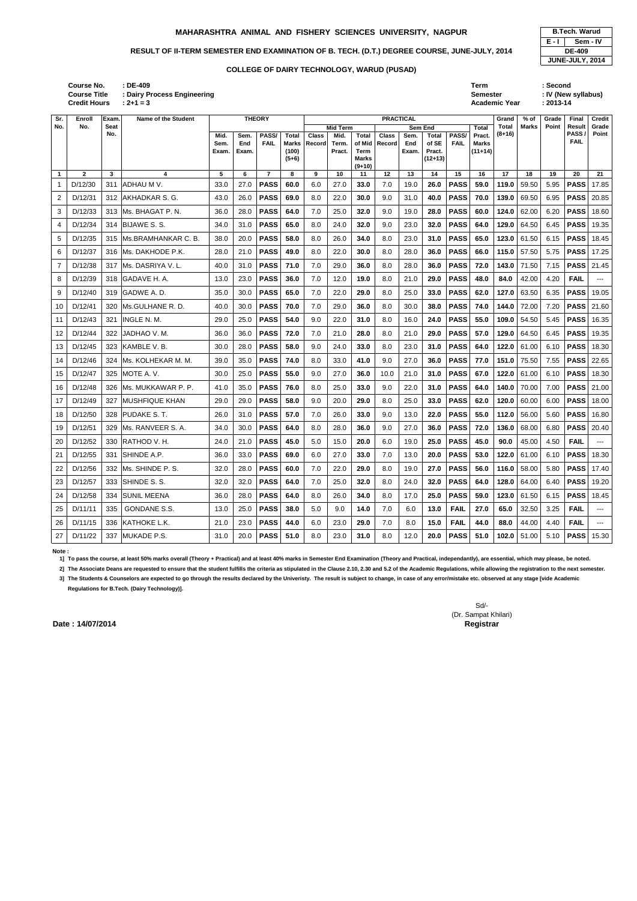# MAHARASHTRA ANIMAL AND FISHERY SCIENCES UNIVERSITY, NAGPUR

| B.Tech. Warud | |
|---|---|
| E - I | Sem - IV |
| DE-409 | |
| JUNE-JULY, 2014 | |

## RESULT OF II-TERM SEMESTER END EXAMINATION OF B. TECH. (D.T.) DEGREE COURSE, JUNE-JULY, 2014

### COLLEGE OF DAIRY TECHNOLOGY, WARUD (PUSAD)

**Course No.** : DE-409
**Course Title** : Dairy Process Engineering
**Credit Hours** : 2+1 = 3

**Term** : Second
**Semester** : IV (New syllabus)
**Academic Year** : 2013-14

| Sr. No. | Enroll No. | Exam. Seat No. | Name of the Student | THEORY | | | | PRACTICAL | | | | | | | | | Grand Total (8+16) | % of Marks | Grade Point | Final Result PASS / FAIL | Credit Grade Point |
|---|---|---|---|---|---|---|---|---|---|---|---|---|---|---|---|---|---|---|---|---|---|
| | | | | | | | | Mid Term | | | Sem End | | | | | | | | | | |
| | | | | Mid. Sem. Exam. | Sem. End Exam. | PASS/ FAIL | Total Marks (100) (5+6) | Class Record | Mid. Term. Pract. | Total of Mid Term Marks (9+10) | Class Record | Sem. End Exam. | Total of SE Pract. (12+13) | PASS/ FAIL | Total Pract. Marks (11+14) | | | | | | |
| 1 | 2 | 3 | 4 | 5 | 6 | 7 | 8 | 9 | 10 | 11 | 12 | 13 | 14 | 15 | 16 | 17 | 18 | 19 | 20 | 21 | |
| 1 | D/12/30 | 311 | ADHAU M V. | 33.0 | 27.0 | **PASS** | **60.0** | 6.0 | 27.0 | **33.0** | 7.0 | 19.0 | **26.0** | **PASS** | **59.0** | **119.0** | 59.50 | 5.95 | **PASS** | 17.85 | |
| 2 | D/12/31 | 312 | AKHADKAR S. G. | 43.0 | 26.0 | **PASS** | **69.0** | 8.0 | 22.0 | **30.0** | 9.0 | 31.0 | **40.0** | **PASS** | **70.0** | **139.0** | 69.50 | 6.95 | **PASS** | 20.85 | |
| 3 | D/12/33 | 313 | Ms. BHAGAT P. N. | 36.0 | 28.0 | **PASS** | **64.0** | 7.0 | 25.0 | **32.0** | 9.0 | 19.0 | **28.0** | **PASS** | **60.0** | **124.0** | 62.00 | 6.20 | **PASS** | 18.60 | |
| 4 | D/12/34 | 314 | BIJAWE S. S. | 34.0 | 31.0 | **PASS** | **65.0** | 8.0 | 24.0 | **32.0** | 9.0 | 23.0 | **32.0** | **PASS** | **64.0** | **129.0** | 64.50 | 6.45 | **PASS** | 19.35 | |
| 5 | D/12/35 | 315 | Ms.BRAMHANKAR C. B. | 38.0 | 20.0 | **PASS** | **58.0** | 8.0 | 26.0 | **34.0** | 8.0 | 23.0 | **31.0** | **PASS** | **65.0** | **123.0** | 61.50 | 6.15 | **PASS** | 18.45 | |
| 6 | D/12/37 | 316 | Ms. DAKHODE P.K. | 28.0 | 21.0 | **PASS** | **49.0** | 8.0 | 22.0 | **30.0** | 8.0 | 28.0 | **36.0** | **PASS** | **66.0** | **115.0** | 57.50 | 5.75 | **PASS** | 17.25 | |
| 7 | D/12/38 | 317 | Ms. DASRIYA V. L. | 40.0 | 31.0 | **PASS** | **71.0** | 7.0 | 29.0 | **36.0** | 8.0 | 28.0 | **36.0** | **PASS** | **72.0** | **143.0** | 71.50 | 7.15 | **PASS** | 21.45 | |
| 8 | D/12/39 | 318 | GADAVE H. A. | 13.0 | 23.0 | **PASS** | **36.0** | 7.0 | 12.0 | **19.0** | 8.0 | 21.0 | **29.0** | **PASS** | **48.0** | **84.0** | 42.00 | 4.20 | **FAIL** | --- | |
| 9 | D/12/40 | 319 | GADWE A. D. | 35.0 | 30.0 | **PASS** | **65.0** | 7.0 | 22.0 | **29.0** | 8.0 | 25.0 | **33.0** | **PASS** | **62.0** | **127.0** | 63.50 | 6.35 | **PASS** | 19.05 | |
| 10 | D/12/41 | 320 | Ms.GULHANE R. D. | 40.0 | 30.0 | **PASS** | **70.0** | 7.0 | 29.0 | **36.0** | 8.0 | 30.0 | **38.0** | **PASS** | **74.0** | **144.0** | 72.00 | 7.20 | **PASS** | 21.60 | |
| 11 | D/12/43 | 321 | INGLE N. M. | 29.0 | 25.0 | **PASS** | **54.0** | 9.0 | 22.0 | **31.0** | 8.0 | 16.0 | **24.0** | **PASS** | **55.0** | **109.0** | 54.50 | 5.45 | **PASS** | 16.35 | |
| 12 | D/12/44 | 322 | JADHAO V. M. | 36.0 | 36.0 | **PASS** | **72.0** | 7.0 | 21.0 | **28.0** | 8.0 | 21.0 | **29.0** | **PASS** | **57.0** | **129.0** | 64.50 | 6.45 | **PASS** | 19.35 | |
| 13 | D/12/45 | 323 | KAMBLE V. B. | 30.0 | 28.0 | **PASS** | **58.0** | 9.0 | 24.0 | **33.0** | 8.0 | 23.0 | **31.0** | **PASS** | **64.0** | **122.0** | 61.00 | 6.10 | **PASS** | 18.30 | |
| 14 | D/12/46 | 324 | Ms. KOLHEKAR M. M. | 39.0 | 35.0 | **PASS** | **74.0** | 8.0 | 33.0 | **41.0** | 9.0 | 27.0 | **36.0** | **PASS** | **77.0** | **151.0** | 75.50 | 7.55 | **PASS** | 22.65 | |
| 15 | D/12/47 | 325 | MOTE A. V. | 30.0 | 25.0 | **PASS** | **55.0** | 9.0 | 27.0 | **36.0** | 10.0 | 21.0 | **31.0** | **PASS** | **67.0** | **122.0** | 61.00 | 6.10 | **PASS** | 18.30 | |
| 16 | D/12/48 | 326 | Ms. MUKKAWAR P. P. | 41.0 | 35.0 | **PASS** | **76.0** | 8.0 | 25.0 | **33.0** | 9.0 | 22.0 | **31.0** | **PASS** | **64.0** | **140.0** | 70.00 | 7.00 | **PASS** | 21.00 | |
| 17 | D/12/49 | 327 | MUSHFIQUE KHAN | 29.0 | 29.0 | **PASS** | **58.0** | 9.0 | 20.0 | **29.0** | 8.0 | 25.0 | **33.0** | **PASS** | **62.0** | **120.0** | 60.00 | 6.00 | **PASS** | 18.00 | |
| 18 | D/12/50 | 328 | PUDAKE S. T. | 26.0 | 31.0 | **PASS** | **57.0** | 7.0 | 26.0 | **33.0** | 9.0 | 13.0 | **22.0** | **PASS** | **55.0** | **112.0** | 56.00 | 5.60 | **PASS** | 16.80 | |
| 19 | D/12/51 | 329 | Ms. RANVEER S. A. | 34.0 | 30.0 | **PASS** | **64.0** | 8.0 | 28.0 | **36.0** | 9.0 | 27.0 | **36.0** | **PASS** | **72.0** | **136.0** | 68.00 | 6.80 | **PASS** | 20.40 | |
| 20 | D/12/52 | 330 | RATHOD V. H. | 24.0 | 21.0 | **PASS** | **45.0** | 5.0 | 15.0 | **20.0** | 6.0 | 19.0 | **25.0** | **PASS** | **45.0** | **90.0** | 45.00 | 4.50 | **FAIL** | --- | |
| 21 | D/12/55 | 331 | SHINDE A.P. | 36.0 | 33.0 | **PASS** | **69.0** | 6.0 | 27.0 | **33.0** | 7.0 | 13.0 | **20.0** | **PASS** | **53.0** | **122.0** | 61.00 | 6.10 | **PASS** | 18.30 | |
| 22 | D/12/56 | 332 | Ms. SHINDE P. S. | 32.0 | 28.0 | **PASS** | **60.0** | 7.0 | 22.0 | **29.0** | 8.0 | 19.0 | **27.0** | **PASS** | **56.0** | **116.0** | 58.00 | 5.80 | **PASS** | 17.40 | |
| 23 | D/12/57 | 333 | SHINDE S. S. | 32.0 | 32.0 | **PASS** | **64.0** | 7.0 | 25.0 | **32.0** | 8.0 | 24.0 | **32.0** | **PASS** | **64.0** | **128.0** | 64.00 | 6.40 | **PASS** | 19.20 | |
| 24 | D/12/58 | 334 | SUNIL MEENA | 36.0 | 28.0 | **PASS** | **64.0** | 8.0 | 26.0 | **34.0** | 8.0 | 17.0 | **25.0** | **PASS** | **59.0** | **123.0** | 61.50 | 6.15 | **PASS** | 18.45 | |
| 25 | D/11/11 | 335 | GONDANE S.S. | 13.0 | 25.0 | **PASS** | **38.0** | 5.0 | 9.0 | **14.0** | 7.0 | 6.0 | **13.0** | **FAIL** | **27.0** | **65.0** | 32.50 | 3.25 | **FAIL** | --- | |
| 26 | D/11/15 | 336 | KATHOKE L.K. | 21.0 | 23.0 | **PASS** | **44.0** | 6.0 | 23.0 | **29.0** | 7.0 | 8.0 | **15.0** | **FAIL** | **44.0** | **88.0** | 44.00 | 4.40 | **FAIL** | --- | |
| 27 | D/11/22 | 337 | MUKADE P.S. | 31.0 | 20.0 | **PASS** | **51.0** | 8.0 | 23.0 | **31.0** | 8.0 | 12.0 | **20.0** | **PASS** | **51.0** | **102.0** | 51.00 | 5.10 | **PASS** | 15.30 | |

**Note :**

1] To pass the course, at least 50% marks overall (Theory + Practical) and at least 40% marks in Semester End Examination (Theory and Practical, independantly), are essential, which may please, be noted.

2] The Associate Deans are requested to ensure that the student fulfills the criteria as stipulated in the Clause 2.10, 2.30 and 5.2 of the Academic Regulations, while allowing the registration to the next semester.

3] The Students & Counselors are expected to go through the results declared by the Univeristy. The result is subject to change, in case of any error/mistake etc. observed at any stage [vide Academic Regulations for B.Tech. (Dairy Technology)].

Sd/-
(Dr. Sampat Khilari)
**Registrar**

**Date : 14/07/2014**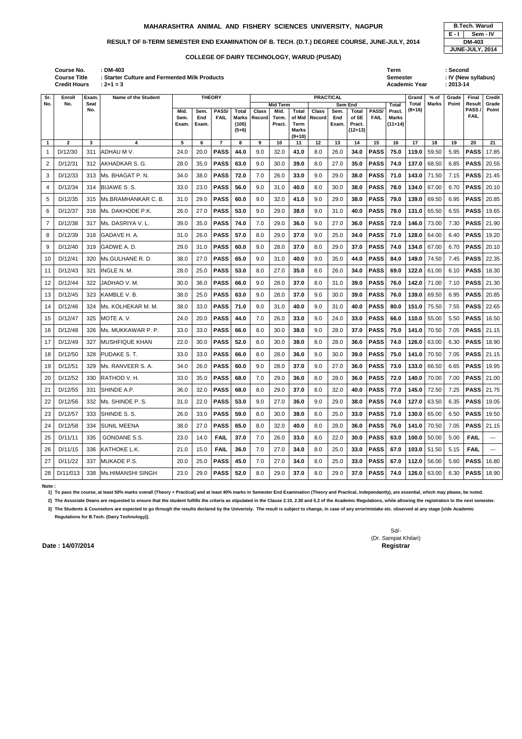# MAHARASHTRA ANIMAL AND FISHERY SCIENCES UNIVERSITY, NAGPUR

| B.Tech. Warud | |
|---|---|
| E - I | Sem - IV |
| DM-403 | |
| JUNE-JULY, 2014 | |

## RESULT OF II-TERM SEMESTER END EXAMINATION OF B. TECH. (D.T.) DEGREE COURSE, JUNE-JULY, 2014

### COLLEGE OF DAIRY TECHNOLOGY, WARUD (PUSAD)

**Course No.** : DM-403
**Course Title** : Starter Culture and Fermented Milk Products
**Credit Hours** : 2+1 = 3

**Term** : Second
**Semester** : IV (New syllabus)
**Academic Year** : 2013-14

| Sr. No. | Enroll No. | Exam. Seat No. | Name of the Student | THEORY | | | | PRACTICAL | | | | | | | | Grand Total (8+16) | % of Marks | Grade Point | Final Result PASS / FAIL | Credit Grade Point |
|---|---|---|---|---|---|---|---|---|---|---|---|---|---|---|---|---|---|---|---|---|
| | | | | Mid. Sem. Exam. | Sem. End Exam. | PASS/ FAIL | Total Marks (100) (5+6) | Mid Term | | | Sem End | | | | Total Pract. Marks (11+14) | | | | | |
| | | | | | | | | Class Record | Mid. Term. Pract. | Total of Mid Term Marks (9+10) | Class Record | Sem. End Exam. | Total of SE Pract. (12+13) | PASS/ FAIL | | | | | | |
| 1 | 2 | 3 | 4 | 5 | 6 | 7 | 8 | 9 | 10 | 11 | 12 | 13 | 14 | 15 | 16 | 17 | 18 | 19 | 20 | 21 |
| 1 | D/12/30 | 311 | ADHAU M V. | 24.0 | 20.0 | **PASS** | **44.0** | 9.0 | 32.0 | **41.0** | 8.0 | 26.0 | **34.0** | **PASS** | **75.0** | **119.0** | 59.50 | 5.95 | **PASS** | 17.85 |
| 2 | D/12/31 | 312 | AKHADKAR S. G. | 28.0 | 35.0 | **PASS** | **63.0** | 9.0 | 30.0 | **39.0** | 8.0 | 27.0 | **35.0** | **PASS** | **74.0** | **137.0** | 68.50 | 6.85 | **PASS** | 20.55 |
| 3 | D/12/33 | 313 | Ms. BHAGAT P. N. | 34.0 | 38.0 | **PASS** | **72.0** | 7.0 | 26.0 | **33.0** | 9.0 | 29.0 | **38.0** | **PASS** | **71.0** | **143.0** | 71.50 | 7.15 | **PASS** | 21.45 |
| 4 | D/12/34 | 314 | BIJAWE S. S. | 33.0 | 23.0 | **PASS** | **56.0** | 9.0 | 31.0 | **40.0** | 8.0 | 30.0 | **38.0** | **PASS** | **78.0** | **134.0** | 67.00 | 6.70 | **PASS** | 20.10 |
| 5 | D/12/35 | 315 | Ms.BRAMHANKAR C. B. | 31.0 | 29.0 | **PASS** | **60.0** | 9.0 | 32.0 | **41.0** | 9.0 | 29.0 | **38.0** | **PASS** | **79.0** | **139.0** | 69.50 | 6.95 | **PASS** | 20.85 |
| 6 | D/12/37 | 316 | Ms. DAKHODE P.K. | 26.0 | 27.0 | **PASS** | **53.0** | 9.0 | 29.0 | **38.0** | 9.0 | 31.0 | **40.0** | **PASS** | **78.0** | **131.0** | 65.50 | 6.55 | **PASS** | 19.65 |
| 7 | D/12/38 | 317 | Ms. DASRIYA V. L. | 39.0 | 35.0 | **PASS** | **74.0** | 7.0 | 29.0 | **36.0** | 9.0 | 27.0 | **36.0** | **PASS** | **72.0** | **146.0** | 73.00 | 7.30 | **PASS** | 21.90 |
| 8 | D/12/39 | 318 | GADAVE H. A. | 31.0 | 26.0 | **PASS** | **57.0** | 8.0 | 29.0 | **37.0** | 9.0 | 25.0 | **34.0** | **PASS** | **71.0** | **128.0** | 64.00 | 6.40 | **PASS** | 19.20 |
| 9 | D/12/40 | 319 | GADWE A. D. | 29.0 | 31.0 | **PASS** | **60.0** | 9.0 | 28.0 | **37.0** | 8.0 | 29.0 | **37.0** | **PASS** | **74.0** | **134.0** | 67.00 | 6.70 | **PASS** | 20.10 |
| 10 | D/12/41 | 320 | Ms.GULHANE R. D. | 38.0 | 27.0 | **PASS** | **65.0** | 9.0 | 31.0 | **40.0** | 9.0 | 35.0 | **44.0** | **PASS** | **84.0** | **149.0** | 74.50 | 7.45 | **PASS** | 22.35 |
| 11 | D/12/43 | 321 | INGLE N. M. | 28.0 | 25.0 | **PASS** | **53.0** | 8.0 | 27.0 | **35.0** | 8.0 | 26.0 | **34.0** | **PASS** | **69.0** | **122.0** | 61.00 | 6.10 | **PASS** | 18.30 |
| 12 | D/12/44 | 322 | JADHAO V. M. | 30.0 | 36.0 | **PASS** | **66.0** | 9.0 | 28.0 | **37.0** | 8.0 | 31.0 | **39.0** | **PASS** | **76.0** | **142.0** | 71.00 | 7.10 | **PASS** | 21.30 |
| 13 | D/12/45 | 323 | KAMBLE V. B. | 38.0 | 25.0 | **PASS** | **63.0** | 9.0 | 28.0 | **37.0** | 9.0 | 30.0 | **39.0** | **PASS** | **76.0** | **139.0** | 69.50 | 6.95 | **PASS** | 20.85 |
| 14 | D/12/46 | 324 | Ms. KOLHEKAR M. M. | 38.0 | 33.0 | **PASS** | **71.0** | 9.0 | 31.0 | **40.0** | 9.0 | 31.0 | **40.0** | **PASS** | **80.0** | **151.0** | 75.50 | 7.55 | **PASS** | 22.65 |
| 15 | D/12/47 | 325 | MOTE A. V. | 24.0 | 20.0 | **PASS** | **44.0** | 7.0 | 26.0 | **33.0** | 9.0 | 24.0 | **33.0** | **PASS** | **66.0** | **110.0** | 55.00 | 5.50 | **PASS** | 16.50 |
| 16 | D/12/48 | 326 | Ms. MUKKAWAR P. P. | 33.0 | 33.0 | **PASS** | **66.0** | 8.0 | 30.0 | **38.0** | 9.0 | 28.0 | **37.0** | **PASS** | **75.0** | **141.0** | 70.50 | 7.05 | **PASS** | 21.15 |
| 17 | D/12/49 | 327 | MUSHFIQUE KHAN | 22.0 | 30.0 | **PASS** | **52.0** | 8.0 | 30.0 | **38.0** | 8.0 | 28.0 | **36.0** | **PASS** | **74.0** | **126.0** | 63.00 | 6.30 | **PASS** | 18.90 |
| 18 | D/12/50 | 328 | PUDAKE S. T. | 33.0 | 33.0 | **PASS** | **66.0** | 8.0 | 28.0 | **36.0** | 9.0 | 30.0 | **39.0** | **PASS** | **75.0** | **141.0** | 70.50 | 7.05 | **PASS** | 21.15 |
| 19 | D/12/51 | 329 | Ms. RANVEER S. A. | 34.0 | 26.0 | **PASS** | **60.0** | 9.0 | 28.0 | **37.0** | 9.0 | 27.0 | **36.0** | **PASS** | **73.0** | **133.0** | 66.50 | 6.65 | **PASS** | 19.95 |
| 20 | D/12/52 | 330 | RATHOD V. H. | 33.0 | 35.0 | **PASS** | **68.0** | 7.0 | 29.0 | **36.0** | 8.0 | 28.0 | **36.0** | **PASS** | **72.0** | **140.0** | 70.00 | 7.00 | **PASS** | 21.00 |
| 21 | D/12/55 | 331 | SHINDE A.P. | 36.0 | 32.0 | **PASS** | **68.0** | 8.0 | 29.0 | **37.0** | 8.0 | 32.0 | **40.0** | **PASS** | **77.0** | **145.0** | 72.50 | 7.25 | **PASS** | 21.75 |
| 22 | D/12/56 | 332 | Ms. SHINDE P. S. | 31.0 | 22.0 | **PASS** | **53.0** | 9.0 | 27.0 | **36.0** | 9.0 | 29.0 | **38.0** | **PASS** | **74.0** | **127.0** | 63.50 | 6.35 | **PASS** | 19.05 |
| 23 | D/12/57 | 333 | SHINDE S. S. | 26.0 | 33.0 | **PASS** | **59.0** | 8.0 | 30.0 | **38.0** | 8.0 | 25.0 | **33.0** | **PASS** | **71.0** | **130.0** | 65.00 | 6.50 | **PASS** | 19.50 |
| 24 | D/12/58 | 334 | SUNIL MEENA | 38.0 | 27.0 | **PASS** | **65.0** | 8.0 | 32.0 | **40.0** | 8.0 | 28.0 | **36.0** | **PASS** | **76.0** | **141.0** | 70.50 | 7.05 | **PASS** | 21.15 |
| 25 | D/11/11 | 335 | GONDANE S.S. | 23.0 | 14.0 | **FAIL** | **37.0** | 7.0 | 26.0 | **33.0** | 8.0 | 22.0 | **30.0** | **PASS** | **63.0** | **100.0** | 50.00 | 5.00 | **FAIL** | --- |
| 26 | D/11/15 | 336 | KATHOKE L.K. | 21.0 | 15.0 | **FAIL** | **36.0** | 7.0 | 27.0 | **34.0** | 8.0 | 25.0 | **33.0** | **PASS** | **67.0** | **103.0** | 51.50 | 5.15 | **FAIL** | --- |
| 27 | D/11/22 | 337 | MUKADE P.S. | 20.0 | 25.0 | **PASS** | **45.0** | 7.0 | 27.0 | **34.0** | 8.0 | 25.0 | **33.0** | **PASS** | **67.0** | **112.0** | 56.00 | 5.60 | **PASS** | 16.80 |
| 28 | D/11/013 | 338 | Ms.HIMANSHI SINGH | 23.0 | 29.0 | **PASS** | **52.0** | 8.0 | 29.0 | **37.0** | 8.0 | 29.0 | **37.0** | **PASS** | **74.0** | **126.0** | 63.00 | 6.30 | **PASS** | 18.90 |

**Note :**

**1] To pass the course, at least 50% marks overall (Theory + Practical) and at least 40% marks in Semester End Examination (Theory and Practical, independantly), are essential, which may please, be noted.**

**2] The Associate Deans are requested to ensure that the student fulfills the criteria as stipulated in the Clause 2.10, 2.30 and 5.2 of the Academic Regulations, while allowing the registration to the next semester.**

**3] The Students & Counselors are expected to go through the results declared by the Univeristy. The result is subject to change, in case of any error/mistake etc. observed at any stage [vide Academic Regulations for B.Tech. (Dairy Technology)].**

Sd/-
(Dr. Sampat Khilari)
**Registrar**

**Date : 14/07/2014**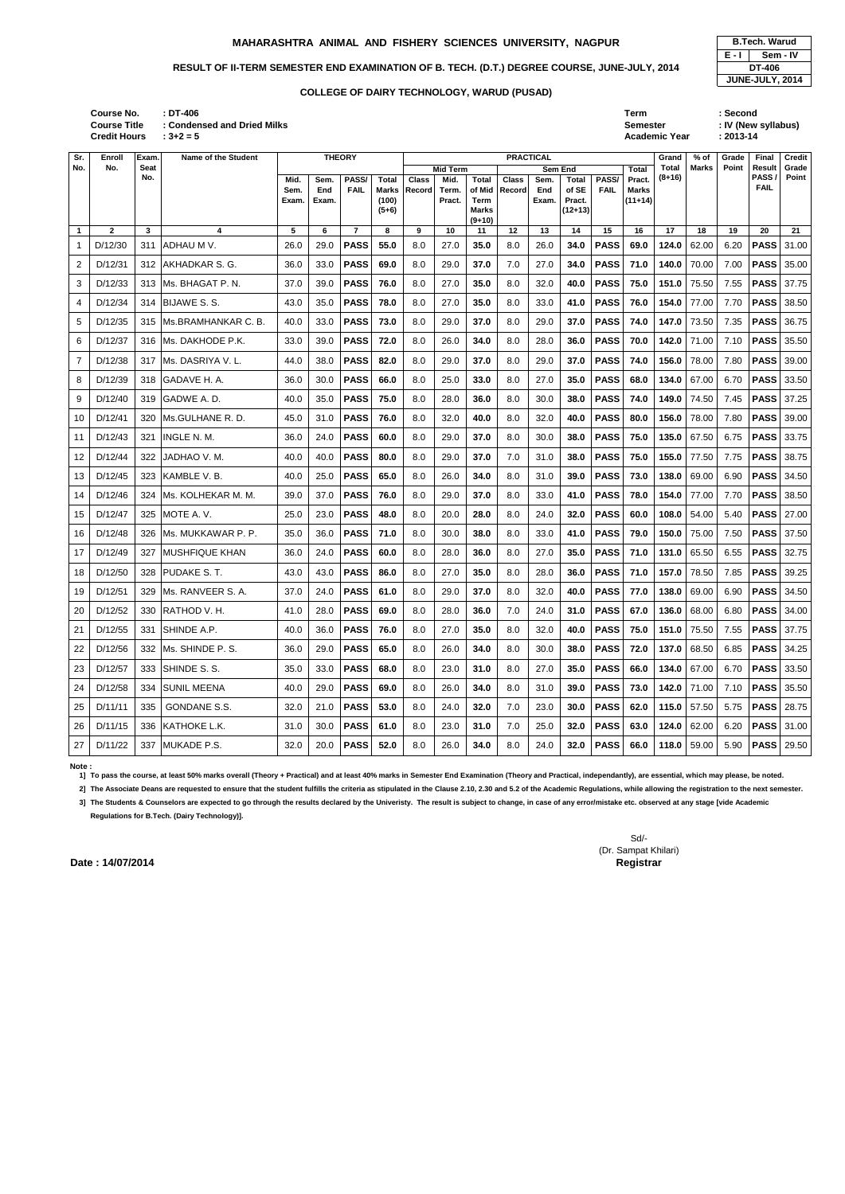# MAHARASHTRA ANIMAL AND FISHERY SCIENCES UNIVERSITY, NAGPUR

| B.Tech. Warud | |
|---|---|
| E - I | Sem - IV |
| DT-406 | |
| JUNE-JULY, 2014 | |

## RESULT OF II-TERM SEMESTER END EXAMINATION OF B. TECH. (D.T.) DEGREE COURSE, JUNE-JULY, 2014

### COLLEGE OF DAIRY TECHNOLOGY, WARUD (PUSAD)

**Course No.** : DT-406
**Course Title** : Condensed and Dried Milks
**Credit Hours** : 3+2 = 5

**Term** : Second
**Semester** : IV (New syllabus)
**Academic Year** : 2013-14

| Sr. No. | Enroll No. | Exam. Seat No. | Name of the Student | THEORY | | | | PRACTICAL | | | | | | | | Grand Total (8+16) | % of Marks | Grade Point | Final Result PASS / FAIL | Credit Grade Point |
|---|---|---|---|---|---|---|---|---|---|---|---|---|---|---|---|---|---|---|---|---|
| | | | | | | | | Mid Term | | | Sem End | | | | | | | | | |
| | | | | Mid. Sem. Exam. | Sem. End Exam. | PASS/ FAIL | Total Marks (100) (5+6) | Class Record | Mid. Term. Pract. | Total of Mid Term Marks (9+10) | Class Record | Sem. End Exam. | Total of SE Pract. (12+13) | PASS/ FAIL | Total Pract. Marks (11+14) | | | | | |
| 1 | 2 | 3 | 4 | 5 | 6 | 7 | 8 | 9 | 10 | 11 | 12 | 13 | 14 | 15 | 16 | 17 | 18 | 19 | 20 | 21 |
| 1 | D/12/30 | 311 | ADHAU M V. | 26.0 | 29.0 | **PASS** | **55.0** | 8.0 | 27.0 | **35.0** | 8.0 | 26.0 | **34.0** | **PASS** | 69.0 | **124.0** | 62.00 | 6.20 | **PASS** | 31.00 |
| 2 | D/12/31 | 312 | AKHADKAR S. G. | 36.0 | 33.0 | **PASS** | **69.0** | 8.0 | 29.0 | **37.0** | 7.0 | 27.0 | **34.0** | **PASS** | 71.0 | **140.0** | 70.00 | 7.00 | **PASS** | 35.00 |
| 3 | D/12/33 | 313 | Ms. BHAGAT P. N. | 37.0 | 39.0 | **PASS** | **76.0** | 8.0 | 27.0 | **35.0** | 8.0 | 32.0 | **40.0** | **PASS** | 75.0 | **151.0** | 75.50 | 7.55 | **PASS** | 37.75 |
| 4 | D/12/34 | 314 | BIJAWE S. S. | 43.0 | 35.0 | **PASS** | **78.0** | 8.0 | 27.0 | **35.0** | 8.0 | 33.0 | **41.0** | **PASS** | 76.0 | **154.0** | 77.00 | 7.70 | **PASS** | 38.50 |
| 5 | D/12/35 | 315 | Ms.BRAMHANKAR C. B. | 40.0 | 33.0 | **PASS** | **73.0** | 8.0 | 29.0 | **37.0** | 8.0 | 29.0 | **37.0** | **PASS** | 74.0 | **147.0** | 73.50 | 7.35 | **PASS** | 36.75 |
| 6 | D/12/37 | 316 | Ms. DAKHODE P.K. | 33.0 | 39.0 | **PASS** | **72.0** | 8.0 | 26.0 | **34.0** | 8.0 | 28.0 | **36.0** | **PASS** | 70.0 | **142.0** | 71.00 | 7.10 | **PASS** | 35.50 |
| 7 | D/12/38 | 317 | Ms. DASRIYA V. L. | 44.0 | 38.0 | **PASS** | **82.0** | 8.0 | 29.0 | **37.0** | 8.0 | 29.0 | **37.0** | **PASS** | 74.0 | **156.0** | 78.00 | 7.80 | **PASS** | 39.00 |
| 8 | D/12/39 | 318 | GADAVE H. A. | 36.0 | 30.0 | **PASS** | **66.0** | 8.0 | 25.0 | **33.0** | 8.0 | 27.0 | **35.0** | **PASS** | 68.0 | **134.0** | 67.00 | 6.70 | **PASS** | 33.50 |
| 9 | D/12/40 | 319 | GADWE A. D. | 40.0 | 35.0 | **PASS** | **75.0** | 8.0 | 28.0 | **36.0** | 8.0 | 30.0 | **38.0** | **PASS** | 74.0 | **149.0** | 74.50 | 7.45 | **PASS** | 37.25 |
| 10 | D/12/41 | 320 | Ms.GULHANE R. D. | 45.0 | 31.0 | **PASS** | **76.0** | 8.0 | 32.0 | **40.0** | 8.0 | 32.0 | **40.0** | **PASS** | 80.0 | **156.0** | 78.00 | 7.80 | **PASS** | 39.00 |
| 11 | D/12/43 | 321 | INGLE N. M. | 36.0 | 24.0 | **PASS** | **60.0** | 8.0 | 29.0 | **37.0** | 8.0 | 30.0 | **38.0** | **PASS** | 75.0 | **135.0** | 67.50 | 6.75 | **PASS** | 33.75 |
| 12 | D/12/44 | 322 | JADHAO V. M. | 40.0 | 40.0 | **PASS** | **80.0** | 8.0 | 29.0 | **37.0** | 7.0 | 31.0 | **38.0** | **PASS** | 75.0 | **155.0** | 77.50 | 7.75 | **PASS** | 38.75 |
| 13 | D/12/45 | 323 | KAMBLE V. B. | 40.0 | 25.0 | **PASS** | **65.0** | 8.0 | 26.0 | **34.0** | 8.0 | 31.0 | **39.0** | **PASS** | 73.0 | **138.0** | 69.00 | 6.90 | **PASS** | 34.50 |
| 14 | D/12/46 | 324 | Ms. KOLHEKAR M. M. | 39.0 | 37.0 | **PASS** | **76.0** | 8.0 | 29.0 | **37.0** | 8.0 | 33.0 | **41.0** | **PASS** | 78.0 | **154.0** | 77.00 | 7.70 | **PASS** | 38.50 |
| 15 | D/12/47 | 325 | MOTE A. V. | 25.0 | 23.0 | **PASS** | **48.0** | 8.0 | 20.0 | **28.0** | 8.0 | 24.0 | **32.0** | **PASS** | 60.0 | **108.0** | 54.00 | 5.40 | **PASS** | 27.00 |
| 16 | D/12/48 | 326 | Ms. MUKKAWAR P. P. | 35.0 | 36.0 | **PASS** | **71.0** | 8.0 | 30.0 | **38.0** | 8.0 | 33.0 | **41.0** | **PASS** | 79.0 | **150.0** | 75.00 | 7.50 | **PASS** | 37.50 |
| 17 | D/12/49 | 327 | MUSHFIQUE KHAN | 36.0 | 24.0 | **PASS** | **60.0** | 8.0 | 28.0 | **36.0** | 8.0 | 27.0 | **35.0** | **PASS** | 71.0 | **131.0** | 65.50 | 6.55 | **PASS** | 32.75 |
| 18 | D/12/50 | 328 | PUDAKE S. T. | 43.0 | 43.0 | **PASS** | **86.0** | 8.0 | 27.0 | **35.0** | 8.0 | 28.0 | **36.0** | **PASS** | 71.0 | **157.0** | 78.50 | 7.85 | **PASS** | 39.25 |
| 19 | D/12/51 | 329 | Ms. RANVEER S. A. | 37.0 | 24.0 | **PASS** | **61.0** | 8.0 | 29.0 | **37.0** | 8.0 | 32.0 | **40.0** | **PASS** | 77.0 | **138.0** | 69.00 | 6.90 | **PASS** | 34.50 |
| 20 | D/12/52 | 330 | RATHOD V. H. | 41.0 | 28.0 | **PASS** | **69.0** | 8.0 | 28.0 | **36.0** | 7.0 | 24.0 | **31.0** | **PASS** | 67.0 | **136.0** | 68.00 | 6.80 | **PASS** | 34.00 |
| 21 | D/12/55 | 331 | SHINDE A.P. | 40.0 | 36.0 | **PASS** | **76.0** | 8.0 | 27.0 | **35.0** | 8.0 | 32.0 | **40.0** | **PASS** | 75.0 | **151.0** | 75.50 | 7.55 | **PASS** | 37.75 |
| 22 | D/12/56 | 332 | Ms. SHINDE P. S. | 36.0 | 29.0 | **PASS** | **65.0** | 8.0 | 26.0 | **34.0** | 8.0 | 30.0 | **38.0** | **PASS** | 72.0 | **137.0** | 68.50 | 6.85 | **PASS** | 34.25 |
| 23 | D/12/57 | 333 | SHINDE S. S. | 35.0 | 33.0 | **PASS** | **68.0** | 8.0 | 23.0 | **31.0** | 8.0 | 27.0 | **35.0** | **PASS** | 66.0 | **134.0** | 67.00 | 6.70 | **PASS** | 33.50 |
| 24 | D/12/58 | 334 | SUNIL MEENA | 40.0 | 29.0 | **PASS** | **69.0** | 8.0 | 26.0 | **34.0** | 8.0 | 31.0 | **39.0** | **PASS** | 73.0 | **142.0** | 71.00 | 7.10 | **PASS** | 35.50 |
| 25 | D/11/11 | 335 | GONDANE S.S. | 32.0 | 21.0 | **PASS** | **53.0** | 8.0 | 24.0 | **32.0** | 7.0 | 23.0 | **30.0** | **PASS** | 62.0 | **115.0** | 57.50 | 5.75 | **PASS** | 28.75 |
| 26 | D/11/15 | 336 | KATHOKE L.K. | 31.0 | 30.0 | **PASS** | **61.0** | 8.0 | 23.0 | **31.0** | 7.0 | 25.0 | **32.0** | **PASS** | 63.0 | **124.0** | 62.00 | 6.20 | **PASS** | 31.00 |
| 27 | D/11/22 | 337 | MUKADE P.S. | 32.0 | 20.0 | **PASS** | **52.0** | 8.0 | 26.0 | **34.0** | 8.0 | 24.0 | **32.0** | **PASS** | 66.0 | **118.0** | 59.00 | 5.90 | **PASS** | 29.50 |

**Note :**

**1] To pass the course, at least 50% marks overall (Theory + Practical) and at least 40% marks in Semester End Examination (Theory and Practical, independantly), are essential, which may please, be noted.**

**2] The Associate Deans are requested to ensure that the student fulfills the criteria as stipulated in the Clause 2.10, 2.30 and 5.2 of the Academic Regulations, while allowing the registration to the next semester.**

**3] The Students & Counselors are expected to go through the results declared by the Univeristy. The result is subject to change, in case of any error/mistake etc. observed at any stage [vide Academic Regulations for B.Tech. (Dairy Technology)].**

Sd/-
(Dr. Sampat Khilari)
**Registrar**

**Date : 14/07/2014**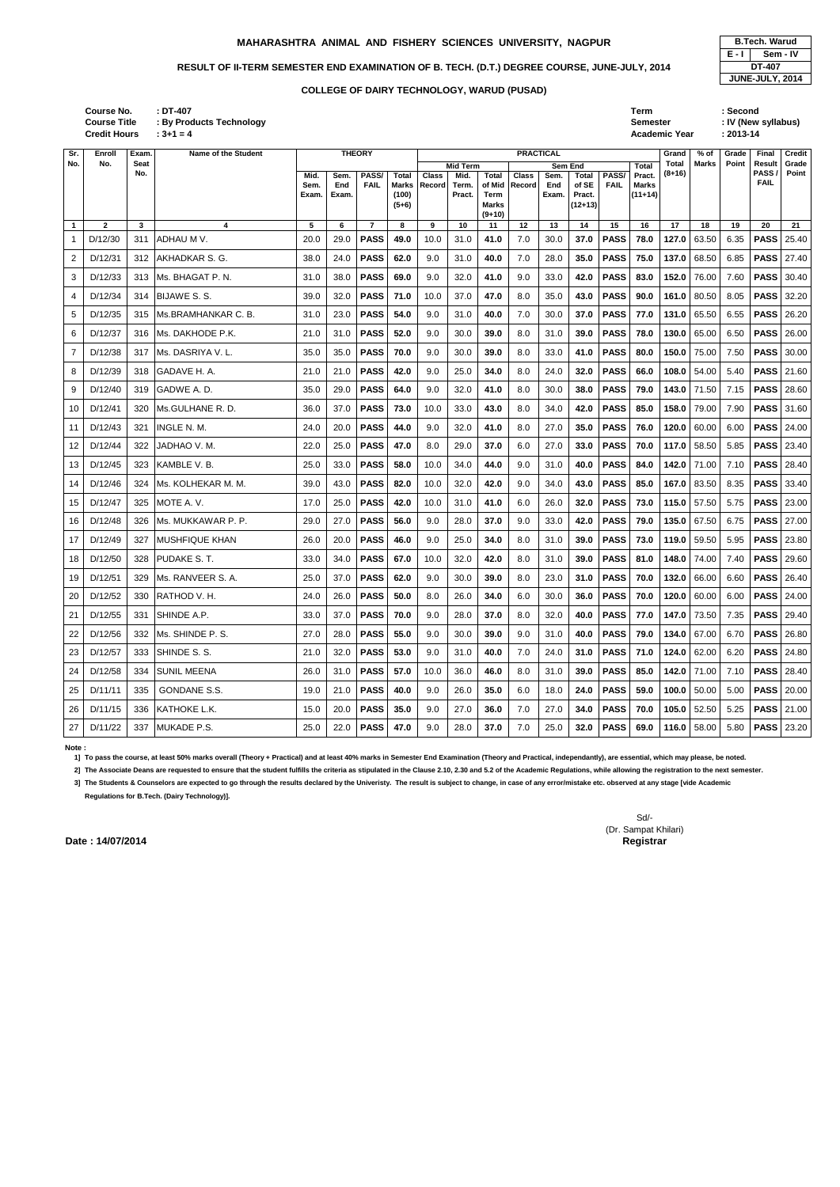**MAHARASHTRA ANIMAL AND FISHERY SCIENCES UNIVERSITY, NAGPUR**

| B.Tech. Warud | |
|---|---|
| E - I | Sem - IV |
| DT-407 | |
| JUNE-JULY, 2014 | |

**RESULT OF II-TERM SEMESTER END EXAMINATION OF B. TECH. (D.T.) DEGREE COURSE, JUNE-JULY, 2014**

**COLLEGE OF DAIRY TECHNOLOGY, WARUD (PUSAD)**

**Course No.** : DT-407
**Course Title** : By Products Technology
**Credit Hours** : 3+1 = 4

**Term** : Second
**Semester** : IV (New syllabus)
**Academic Year** : 2013-14

| Sr. No. | Enroll No. | Exam. Seat No. | Name of the Student | THEORY | | | | PRACTICAL | | | | | | | | Grand Total (8+16) | % of Marks | Grade Point | Final Result PASS / FAIL | Credit Grade Point |
|---|---|---|---|---|---|---|---|---|---|---|---|---|---|---|---|---|---|---|---|---|
| | | | | Mid. Sem. Exam. | Sem. End Exam. | PASS/ FAIL | Total Marks (100) (5+6) | Mid Term | | | Sem End | | | | Total Pract. Marks (11+14) | | | | | |
| | | | | | | | | Class Record | Mid. Term. Pract. | Total of Mid Term Marks (9+10) | Class Record | Sem. End Exam. | Total of SE Pract. (12+13) | PASS/ FAIL | | | | | | |
| 1 | 2 | 3 | 4 | 5 | 6 | 7 | 8 | 9 | 10 | 11 | 12 | 13 | 14 | 15 | 16 | 17 | 18 | 19 | 20 | 21 |
| 1 | D/12/30 | 311 | ADHAU M V. | 20.0 | 29.0 | PASS | 49.0 | 10.0 | 31.0 | 41.0 | 7.0 | 30.0 | 37.0 | PASS | 78.0 | 127.0 | 63.50 | 6.35 | PASS | 25.40 |
| 2 | D/12/31 | 312 | AKHADKAR S. G. | 38.0 | 24.0 | PASS | 62.0 | 9.0 | 31.0 | 40.0 | 7.0 | 28.0 | 35.0 | PASS | 75.0 | 137.0 | 68.50 | 6.85 | PASS | 27.40 |
| 3 | D/12/33 | 313 | Ms. BHAGAT P. N. | 31.0 | 38.0 | PASS | 69.0 | 9.0 | 32.0 | 41.0 | 9.0 | 33.0 | 42.0 | PASS | 83.0 | 152.0 | 76.00 | 7.60 | PASS | 30.40 |
| 4 | D/12/34 | 314 | BIJAWE S. S. | 39.0 | 32.0 | PASS | 71.0 | 10.0 | 37.0 | 47.0 | 8.0 | 35.0 | 43.0 | PASS | 90.0 | 161.0 | 80.50 | 8.05 | PASS | 32.20 |
| 5 | D/12/35 | 315 | Ms.BRAMHANKAR C. B. | 31.0 | 23.0 | PASS | 54.0 | 9.0 | 31.0 | 40.0 | 7.0 | 30.0 | 37.0 | PASS | 77.0 | 131.0 | 65.50 | 6.55 | PASS | 26.20 |
| 6 | D/12/37 | 316 | Ms. DAKHODE P.K. | 21.0 | 31.0 | PASS | 52.0 | 9.0 | 30.0 | 39.0 | 8.0 | 31.0 | 39.0 | PASS | 78.0 | 130.0 | 65.00 | 6.50 | PASS | 26.00 |
| 7 | D/12/38 | 317 | Ms. DASRIYA V. L. | 35.0 | 35.0 | PASS | 70.0 | 9.0 | 30.0 | 39.0 | 8.0 | 33.0 | 41.0 | PASS | 80.0 | 150.0 | 75.00 | 7.50 | PASS | 30.00 |
| 8 | D/12/39 | 318 | GADAVE H. A. | 21.0 | 21.0 | PASS | 42.0 | 9.0 | 25.0 | 34.0 | 8.0 | 24.0 | 32.0 | PASS | 66.0 | 108.0 | 54.00 | 5.40 | PASS | 21.60 |
| 9 | D/12/40 | 319 | GADWE A. D. | 35.0 | 29.0 | PASS | 64.0 | 9.0 | 32.0 | 41.0 | 8.0 | 30.0 | 38.0 | PASS | 79.0 | 143.0 | 71.50 | 7.15 | PASS | 28.60 |
| 10 | D/12/41 | 320 | Ms.GULHANE R. D. | 36.0 | 37.0 | PASS | 73.0 | 10.0 | 33.0 | 43.0 | 8.0 | 34.0 | 42.0 | PASS | 85.0 | 158.0 | 79.00 | 7.90 | PASS | 31.60 |
| 11 | D/12/43 | 321 | INGLE N. M. | 24.0 | 20.0 | PASS | 44.0 | 9.0 | 32.0 | 41.0 | 8.0 | 27.0 | 35.0 | PASS | 76.0 | 120.0 | 60.00 | 6.00 | PASS | 24.00 |
| 12 | D/12/44 | 322 | JADHAO V. M. | 22.0 | 25.0 | PASS | 47.0 | 8.0 | 29.0 | 37.0 | 6.0 | 27.0 | 33.0 | PASS | 70.0 | 117.0 | 58.50 | 5.85 | PASS | 23.40 |
| 13 | D/12/45 | 323 | KAMBLE V. B. | 25.0 | 33.0 | PASS | 58.0 | 10.0 | 34.0 | 44.0 | 9.0 | 31.0 | 40.0 | PASS | 84.0 | 142.0 | 71.00 | 7.10 | PASS | 28.40 |
| 14 | D/12/46 | 324 | Ms. KOLHEKAR M. M. | 39.0 | 43.0 | PASS | 82.0 | 10.0 | 32.0 | 42.0 | 9.0 | 34.0 | 43.0 | PASS | 85.0 | 167.0 | 83.50 | 8.35 | PASS | 33.40 |
| 15 | D/12/47 | 325 | MOTE A. V. | 17.0 | 25.0 | PASS | 42.0 | 10.0 | 31.0 | 41.0 | 6.0 | 26.0 | 32.0 | PASS | 73.0 | 115.0 | 57.50 | 5.75 | PASS | 23.00 |
| 16 | D/12/48 | 326 | Ms. MUKKAWAR P. P. | 29.0 | 27.0 | PASS | 56.0 | 9.0 | 28.0 | 37.0 | 9.0 | 33.0 | 42.0 | PASS | 79.0 | 135.0 | 67.50 | 6.75 | PASS | 27.00 |
| 17 | D/12/49 | 327 | MUSHFIQUE KHAN | 26.0 | 20.0 | PASS | 46.0 | 9.0 | 25.0 | 34.0 | 8.0 | 31.0 | 39.0 | PASS | 73.0 | 119.0 | 59.50 | 5.95 | PASS | 23.80 |
| 18 | D/12/50 | 328 | PUDAKE S. T. | 33.0 | 34.0 | PASS | 67.0 | 10.0 | 32.0 | 42.0 | 8.0 | 31.0 | 39.0 | PASS | 81.0 | 148.0 | 74.00 | 7.40 | PASS | 29.60 |
| 19 | D/12/51 | 329 | Ms. RANVEER S. A. | 25.0 | 37.0 | PASS | 62.0 | 9.0 | 30.0 | 39.0 | 8.0 | 23.0 | 31.0 | PASS | 70.0 | 132.0 | 66.00 | 6.60 | PASS | 26.40 |
| 20 | D/12/52 | 330 | RATHOD V. H. | 24.0 | 26.0 | PASS | 50.0 | 8.0 | 26.0 | 34.0 | 6.0 | 30.0 | 36.0 | PASS | 70.0 | 120.0 | 60.00 | 6.00 | PASS | 24.00 |
| 21 | D/12/55 | 331 | SHINDE A.P. | 33.0 | 37.0 | PASS | 70.0 | 9.0 | 28.0 | 37.0 | 8.0 | 32.0 | 40.0 | PASS | 77.0 | 147.0 | 73.50 | 7.35 | PASS | 29.40 |
| 22 | D/12/56 | 332 | Ms. SHINDE P. S. | 27.0 | 28.0 | PASS | 55.0 | 9.0 | 30.0 | 39.0 | 9.0 | 31.0 | 40.0 | PASS | 79.0 | 134.0 | 67.00 | 6.70 | PASS | 26.80 |
| 23 | D/12/57 | 333 | SHINDE S. S. | 21.0 | 32.0 | PASS | 53.0 | 9.0 | 31.0 | 40.0 | 7.0 | 24.0 | 31.0 | PASS | 71.0 | 124.0 | 62.00 | 6.20 | PASS | 24.80 |
| 24 | D/12/58 | 334 | SUNIL MEENA | 26.0 | 31.0 | PASS | 57.0 | 10.0 | 36.0 | 46.0 | 8.0 | 31.0 | 39.0 | PASS | 85.0 | 142.0 | 71.00 | 7.10 | PASS | 28.40 |
| 25 | D/11/11 | 335 | GONDANE S.S. | 19.0 | 21.0 | PASS | 40.0 | 9.0 | 26.0 | 35.0 | 6.0 | 18.0 | 24.0 | PASS | 59.0 | 100.0 | 50.00 | 5.00 | PASS | 20.00 |
| 26 | D/11/15 | 336 | KATHOKE L.K. | 15.0 | 20.0 | PASS | 35.0 | 9.0 | 27.0 | 36.0 | 7.0 | 27.0 | 34.0 | PASS | 70.0 | 105.0 | 52.50 | 5.25 | PASS | 21.00 |
| 27 | D/11/22 | 337 | MUKADE P.S. | 25.0 | 22.0 | PASS | 47.0 | 9.0 | 28.0 | 37.0 | 7.0 | 25.0 | 32.0 | PASS | 69.0 | 116.0 | 58.00 | 5.80 | PASS | 23.20 |

**Note :**

**1] To pass the course, at least 50% marks overall (Theory + Practical) and at least 40% marks in Semester End Examination (Theory and Practical, independantly), are essential, which may please, be noted.**

**2] The Associate Deans are requested to ensure that the student fulfills the criteria as stipulated in the Clause 2.10, 2.30 and 5.2 of the Academic Regulations, while allowing the registration to the next semester.**

**3] The Students & Counselors are expected to go through the results declared by the Univeristy. The result is subject to change, in case of any error/mistake etc. observed at any stage [vide Academic Regulations for B.Tech. (Dairy Technology)].**

Sd/-
(Dr. Sampat Khilari)
**Registrar**

**Date : 14/07/2014**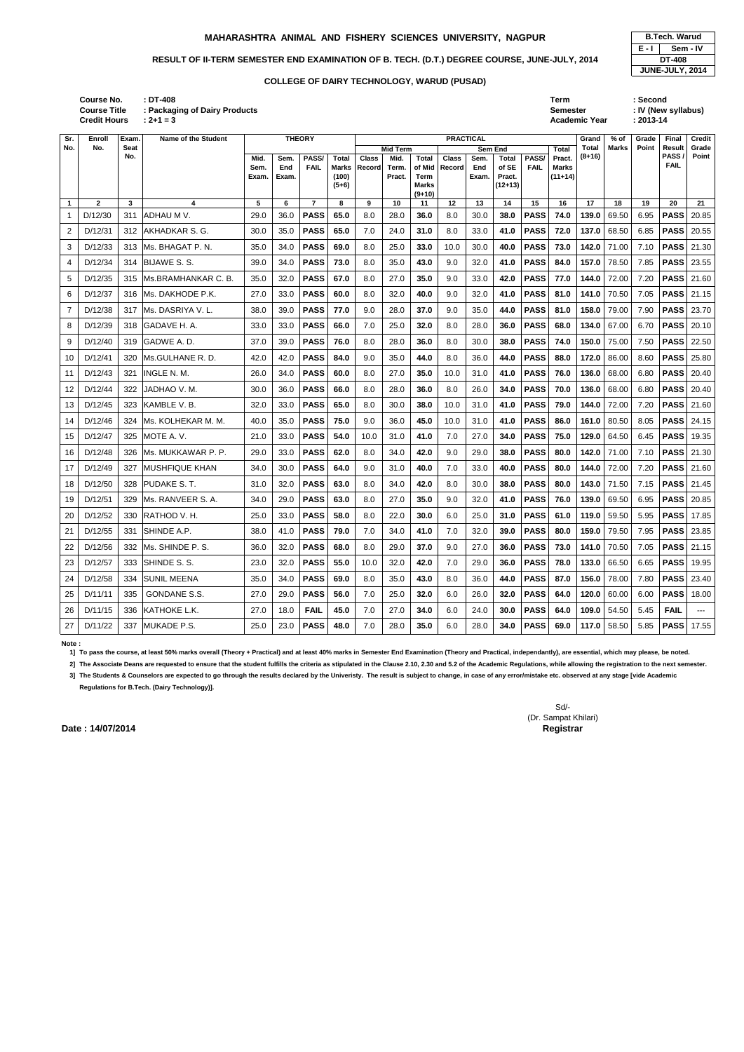# MAHARASHTRA ANIMAL AND FISHERY SCIENCES UNIVERSITY, NAGPUR

| B.Tech. Warud | |
|---|---|
| E - I | Sem - IV |
| DT-408 | |
| JUNE-JULY, 2014 | |

## RESULT OF II-TERM SEMESTER END EXAMINATION OF B. TECH. (D.T.) DEGREE COURSE, JUNE-JULY, 2014

### COLLEGE OF DAIRY TECHNOLOGY, WARUD (PUSAD)

**Course No.** : DT-408
**Course Title** : Packaging of Dairy Products
**Credit Hours** : 2+1 = 3

**Term** : Second
**Semester** : IV (New syllabus)
**Academic Year** : 2013-14

| Sr. No. | Enroll No. | Exam. Seat No. | Name of the Student | THEORY | | | | PRACTICAL | | | | | | | | | Grand Total (8+16) | % of Marks | Grade Point | Final Result PASS / FAIL | Credit Grade Point |
|---|---|---|---|---|---|---|---|---|---|---|---|---|---|---|---|---|---|---|---|---|---|
| | | | | | | | | Mid Term | | | Sem End | | | | | | | | | | |
| | | | | Mid. Sem. Exam. | Sem. End Exam. | PASS/ FAIL | Total Marks (100) (5+6) | Class Record | Mid. Term. Pract. | Total of Mid Term Marks (9+10) | Class Record | Sem. End Exam. | Total of SE Pract. (12+13) | PASS/ FAIL | Total Pract. Marks (11+14) | | | | | |
| 1 | 2 | 3 | 4 | 5 | 6 | 7 | 8 | 9 | 10 | 11 | 12 | 13 | 14 | 15 | 16 | 17 | 18 | 19 | 20 | 21 |
| 1 | D/12/30 | 311 | ADHAU M V. | 29.0 | 36.0 | **PASS** | **65.0** | 8.0 | 28.0 | **36.0** | 8.0 | 30.0 | **38.0** | **PASS** | **74.0** | **139.0** | 69.50 | 6.95 | **PASS** | 20.85 |
| 2 | D/12/31 | 312 | AKHADKAR S. G. | 30.0 | 35.0 | **PASS** | **65.0** | 7.0 | 24.0 | **31.0** | 8.0 | 33.0 | **41.0** | **PASS** | **72.0** | **137.0** | 68.50 | 6.85 | **PASS** | 20.55 |
| 3 | D/12/33 | 313 | Ms. BHAGAT P. N. | 35.0 | 34.0 | **PASS** | **69.0** | 8.0 | 25.0 | **33.0** | 10.0 | 30.0 | **40.0** | **PASS** | **73.0** | **142.0** | 71.00 | 7.10 | **PASS** | 21.30 |
| 4 | D/12/34 | 314 | BIJAWE S. S. | 39.0 | 34.0 | **PASS** | **73.0** | 8.0 | 35.0 | **43.0** | 9.0 | 32.0 | **41.0** | **PASS** | **84.0** | **157.0** | 78.50 | 7.85 | **PASS** | 23.55 |
| 5 | D/12/35 | 315 | Ms.BRAMHANKAR C. B. | 35.0 | 32.0 | **PASS** | **67.0** | 8.0 | 27.0 | **35.0** | 9.0 | 33.0 | **42.0** | **PASS** | **77.0** | **144.0** | 72.00 | 7.20 | **PASS** | 21.60 |
| 6 | D/12/37 | 316 | Ms. DAKHODE P.K. | 27.0 | 33.0 | **PASS** | **60.0** | 8.0 | 32.0 | **40.0** | 9.0 | 32.0 | **41.0** | **PASS** | **81.0** | **141.0** | 70.50 | 7.05 | **PASS** | 21.15 |
| 7 | D/12/38 | 317 | Ms. DASRIYA V. L. | 38.0 | 39.0 | **PASS** | **77.0** | 9.0 | 28.0 | **37.0** | 9.0 | 35.0 | **44.0** | **PASS** | **81.0** | **158.0** | 79.00 | 7.90 | **PASS** | 23.70 |
| 8 | D/12/39 | 318 | GADAVE H. A. | 33.0 | 33.0 | **PASS** | **66.0** | 7.0 | 25.0 | **32.0** | 8.0 | 28.0 | **36.0** | **PASS** | **68.0** | **134.0** | 67.00 | 6.70 | **PASS** | 20.10 |
| 9 | D/12/40 | 319 | GADWE A. D. | 37.0 | 39.0 | **PASS** | **76.0** | 8.0 | 28.0 | **36.0** | 8.0 | 30.0 | **38.0** | **PASS** | **74.0** | **150.0** | 75.00 | 7.50 | **PASS** | 22.50 |
| 10 | D/12/41 | 320 | Ms.GULHANE R. D. | 42.0 | 42.0 | **PASS** | **84.0** | 9.0 | 35.0 | **44.0** | 8.0 | 36.0 | **44.0** | **PASS** | **88.0** | **172.0** | 86.00 | 8.60 | **PASS** | 25.80 |
| 11 | D/12/43 | 321 | INGLE N. M. | 26.0 | 34.0 | **PASS** | **60.0** | 8.0 | 27.0 | **35.0** | 10.0 | 31.0 | **41.0** | **PASS** | **76.0** | **136.0** | 68.00 | 6.80 | **PASS** | 20.40 |
| 12 | D/12/44 | 322 | JADHAO V. M. | 30.0 | 36.0 | **PASS** | **66.0** | 8.0 | 28.0 | **36.0** | 8.0 | 26.0 | **34.0** | **PASS** | **70.0** | **136.0** | 68.00 | 6.80 | **PASS** | 20.40 |
| 13 | D/12/45 | 323 | KAMBLE V. B. | 32.0 | 33.0 | **PASS** | **65.0** | 8.0 | 30.0 | **38.0** | 10.0 | 31.0 | **41.0** | **PASS** | **79.0** | **144.0** | 72.00 | 7.20 | **PASS** | 21.60 |
| 14 | D/12/46 | 324 | Ms. KOLHEKAR M. M. | 40.0 | 35.0 | **PASS** | **75.0** | 9.0 | 36.0 | **45.0** | 10.0 | 31.0 | **41.0** | **PASS** | **86.0** | **161.0** | 80.50 | 8.05 | **PASS** | 24.15 |
| 15 | D/12/47 | 325 | MOTE A. V. | 21.0 | 33.0 | **PASS** | **54.0** | 10.0 | 31.0 | **41.0** | 7.0 | 27.0 | **34.0** | **PASS** | **75.0** | **129.0** | 64.50 | 6.45 | **PASS** | 19.35 |
| 16 | D/12/48 | 326 | Ms. MUKKAWAR P. P. | 29.0 | 33.0 | **PASS** | **62.0** | 8.0 | 34.0 | **42.0** | 9.0 | 29.0 | **38.0** | **PASS** | **80.0** | **142.0** | 71.00 | 7.10 | **PASS** | 21.30 |
| 17 | D/12/49 | 327 | MUSHFIQUE KHAN | 34.0 | 30.0 | **PASS** | **64.0** | 9.0 | 31.0 | **40.0** | 7.0 | 33.0 | **40.0** | **PASS** | **80.0** | **144.0** | 72.00 | 7.20 | **PASS** | 21.60 |
| 18 | D/12/50 | 328 | PUDAKE S. T. | 31.0 | 32.0 | **PASS** | **63.0** | 8.0 | 34.0 | **42.0** | 8.0 | 30.0 | **38.0** | **PASS** | **80.0** | **143.0** | 71.50 | 7.15 | **PASS** | 21.45 |
| 19 | D/12/51 | 329 | Ms. RANVEER S. A. | 34.0 | 29.0 | **PASS** | **63.0** | 8.0 | 27.0 | **35.0** | 9.0 | 32.0 | **41.0** | **PASS** | **76.0** | **139.0** | 69.50 | 6.95 | **PASS** | 20.85 |
| 20 | D/12/52 | 330 | RATHOD V. H. | 25.0 | 33.0 | **PASS** | **58.0** | 8.0 | 22.0 | **30.0** | 6.0 | 25.0 | **31.0** | **PASS** | **61.0** | **119.0** | 59.50 | 5.95 | **PASS** | 17.85 |
| 21 | D/12/55 | 331 | SHINDE A.P. | 38.0 | 41.0 | **PASS** | **79.0** | 7.0 | 34.0 | **41.0** | 7.0 | 32.0 | **39.0** | **PASS** | **80.0** | **159.0** | 79.50 | 7.95 | **PASS** | 23.85 |
| 22 | D/12/56 | 332 | Ms. SHINDE P. S. | 36.0 | 32.0 | **PASS** | **68.0** | 8.0 | 29.0 | **37.0** | 9.0 | 27.0 | **36.0** | **PASS** | **73.0** | **141.0** | 70.50 | 7.05 | **PASS** | 21.15 |
| 23 | D/12/57 | 333 | SHINDE S. S. | 23.0 | 32.0 | **PASS** | **55.0** | 10.0 | 32.0 | **42.0** | 7.0 | 29.0 | **36.0** | **PASS** | **78.0** | **133.0** | 66.50 | 6.65 | **PASS** | 19.95 |
| 24 | D/12/58 | 334 | SUNIL MEENA | 35.0 | 34.0 | **PASS** | **69.0** | 8.0 | 35.0 | **43.0** | 8.0 | 36.0 | **44.0** | **PASS** | **87.0** | **156.0** | 78.00 | 7.80 | **PASS** | 23.40 |
| 25 | D/11/11 | 335 | GONDANE S.S. | 27.0 | 29.0 | **PASS** | **56.0** | 7.0 | 25.0 | **32.0** | 6.0 | 26.0 | **32.0** | **PASS** | **64.0** | **120.0** | 60.00 | 6.00 | **PASS** | 18.00 |
| 26 | D/11/15 | 336 | KATHOKE L.K. | 27.0 | 18.0 | **FAIL** | **45.0** | 7.0 | 27.0 | **34.0** | 6.0 | 24.0 | **30.0** | **PASS** | **64.0** | **109.0** | 54.50 | 5.45 | **FAIL** | --- |
| 27 | D/11/22 | 337 | MUKADE P.S. | 25.0 | 23.0 | **PASS** | **48.0** | 7.0 | 28.0 | **35.0** | 6.0 | 28.0 | **34.0** | **PASS** | **69.0** | **117.0** | 58.50 | 5.85 | **PASS** | 17.55 |

**Note :**

1] To pass the course, at least 50% marks overall (Theory + Practical) and at least 40% marks in Semester End Examination (Theory and Practical, independantly), are essential, which may please, be noted.

2] The Associate Deans are requested to ensure that the student fulfills the criteria as stipulated in the Clause 2.10, 2.30 and 5.2 of the Academic Regulations, while allowing the registration to the next semester.

3] The Students & Counselors are expected to go through the results declared by the Univeristy. The result is subject to change, in case of any error/mistake etc. observed at any stage [vide Academic Regulations for B.Tech. (Dairy Technology)].

Sd/-
(Dr. Sampat Khilari)
**Registrar**

**Date : 14/07/2014**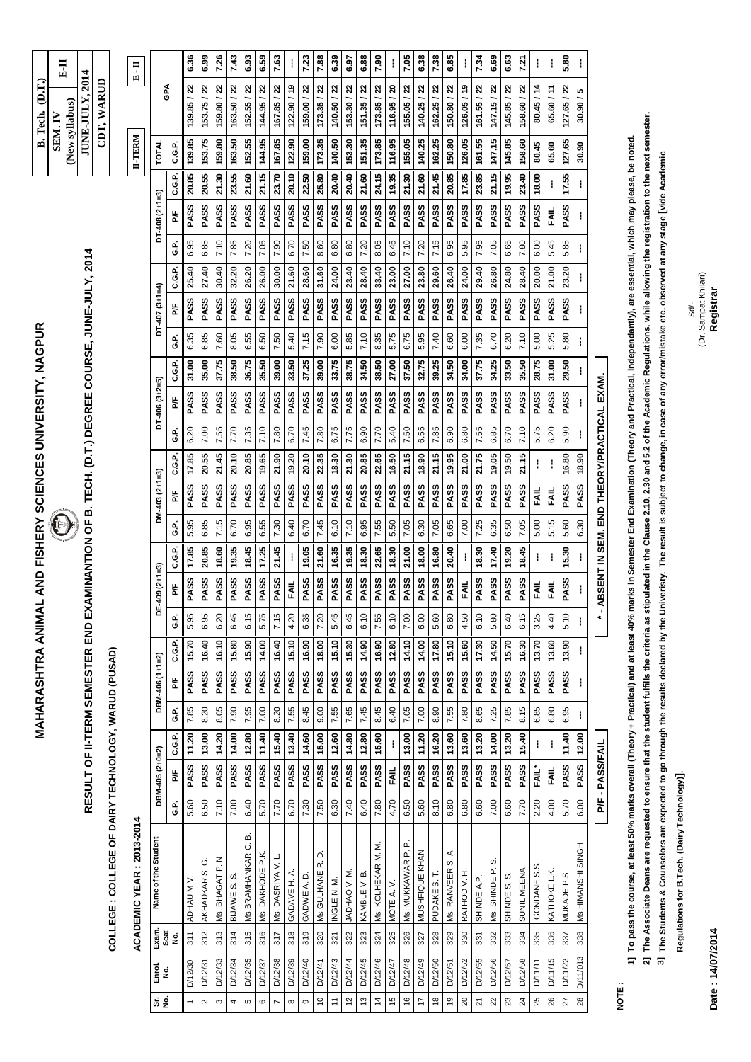# MAHARASHTRA ANIMAL AND FISHERY SCIENCES UNIVERSITY, NAGPUR

## RESULT OF II-TERM SEMESTER END EXAMINANTION OF B. TECH. (D.T.) DEGREE COURSE, JUNE-JULY, 2014

| B. Tech. (D.T.) | |
|---|---|
| SEM. IV (New syllabus) | E-II |
| JUNE-JULY, 2014 | |
| CDT, WARUD | |

**COLLEGE : COLLEGE OF DAIRY TECHNOLOGY, WARUD (PUSAD)**

**ACADEMIC YEAR : 2013-2014**

II-TERM | E - II

| Sr. No. | Enrol. No. | Exam. Seat No. | Name of the Student | DBM-405 (2+0=2) | | | DBM-406 (1+1=2) | | | DE-409 (2+1=3) | | | DM-403 (2+1=3) | | | DT-406 (3+2=5) | | | DT-407 (3+1=4) | | | DT-408 (2+1=3) | | | TOTAL | GPA |
|---|---|---|---|---|---|---|---|---|---|---|---|---|---|---|---|---|---|---|---|---|---|---|---|---|---|---|
| | | | | G.P. | P/F | C.G.P. | G.P. | P/F | C.G.P. | G.P. | P/F | C.G.P. | G.P. | P/F | C.G.P. | G.P. | P/F | C.G.P. | G.P. | P/F | C.G.P. | G.P. | P/F | C.G.P. | C.G.P. | |
| 1 | D/12/30 | 311 | ADHAU M V. | 5.60 | PASS | 11.20 | 7.85 | PASS | 15.70 | 5.95 | PASS | 17.85 | 5.95 | PASS | 17.85 | 6.20 | PASS | 31.00 | 6.35 | PASS | 25.40 | 6.95 | PASS | 20.85 | 139.85 | 139.85 / 22 | 6.36 |
| 2 | D/12/31 | 312 | AKHADKAR S. G. | 6.50 | PASS | 13.00 | 8.20 | PASS | 16.40 | 6.95 | PASS | 20.85 | 6.85 | PASS | 20.55 | 7.00 | PASS | 35.00 | 6.85 | PASS | 27.40 | 6.85 | PASS | 20.55 | 153.75 | 153.75 / 22 | 6.99 |
| 3 | D/12/33 | 313 | Ms. BHAGAT P. N. | 7.10 | PASS | 14.20 | 8.05 | PASS | 16.10 | 6.20 | PASS | 18.60 | 7.15 | PASS | 21.45 | 7.55 | PASS | 37.75 | 7.60 | PASS | 30.40 | 7.10 | PASS | 21.30 | 159.80 | 159.80 / 22 | 7.26 |
| 4 | D/12/34 | 314 | BIJAWE S. S. | 7.00 | PASS | 14.00 | 7.90 | PASS | 15.80 | 6.45 | PASS | 19.35 | 6.70 | PASS | 20.10 | 7.70 | PASS | 38.50 | 8.05 | PASS | 32.20 | 7.85 | PASS | 23.55 | 163.50 | 163.50 / 22 | 7.43 |
| 5 | D/12/35 | 315 | Ms.BRAMHANKAR C. B. | 6.40 | PASS | 12.80 | 7.95 | PASS | 15.90 | 6.15 | PASS | 18.45 | 6.95 | PASS | 20.85 | 7.35 | PASS | 36.75 | 6.55 | PASS | 26.20 | 7.20 | PASS | 21.60 | 152.55 | 152.55 / 22 | 6.93 |
| 6 | D/12/37 | 316 | Ms. DAKHODE P.K. | 5.70 | PASS | 11.40 | 7.00 | PASS | 14.00 | 5.75 | PASS | 17.25 | 6.55 | PASS | 19.65 | 7.10 | PASS | 35.50 | 6.50 | PASS | 26.00 | 7.05 | PASS | 21.15 | 144.95 | 144.95 / 22 | 6.59 |
| 7 | D/12/38 | 317 | Ms. DASRIYA V. L. | 7.70 | PASS | 15.40 | 8.20 | PASS | 16.40 | 7.15 | PASS | 21.45 | 7.30 | PASS | 21.90 | 7.80 | PASS | 39.00 | 7.50 | PASS | 30.00 | 7.90 | PASS | 23.70 | 167.85 | 167.85 / 22 | 7.63 |
| 8 | D/12/39 | 318 | GADAVE H. A. | 6.70 | PASS | 13.40 | 7.55 | PASS | 15.10 | 4.20 | FAIL | --- | 6.40 | PASS | 19.20 | 6.70 | PASS | 33.50 | 5.40 | PASS | 21.60 | 6.70 | PASS | 20.10 | 122.90 | 122.90 / 19 | --- |
| 9 | D/12/40 | 319 | GADWE A. D. | 7.30 | PASS | 14.60 | 8.45 | PASS | 16.90 | 6.35 | PASS | 19.05 | 6.70 | PASS | 20.10 | 7.45 | PASS | 37.25 | 7.15 | PASS | 28.60 | 7.50 | PASS | 22.50 | 159.00 | 159.00 / 22 | 7.23 |
| 10 | D/12/41 | 320 | Ms.GULHANE R. D. | 7.50 | PASS | 15.00 | 9.00 | PASS | 18.00 | 7.20 | PASS | 21.60 | 7.45 | PASS | 22.35 | 7.80 | PASS | 39.00 | 7.90 | PASS | 31.60 | 8.60 | PASS | 25.80 | 173.35 | 173.35 / 22 | 7.88 |
| 11 | D/12/43 | 321 | INGLE N. M. | 6.30 | PASS | 12.60 | 7.55 | PASS | 15.10 | 5.45 | PASS | 16.35 | 6.10 | PASS | 18.30 | 6.75 | PASS | 33.75 | 6.00 | PASS | 24.00 | 6.80 | PASS | 20.40 | 140.50 | 140.50 / 22 | 6.39 |
| 12 | D/12/44 | 322 | JADHAO V. M. | 7.40 | PASS | 14.80 | 7.65 | PASS | 15.30 | 6.45 | PASS | 19.35 | 7.10 | PASS | 21.30 | 7.75 | PASS | 38.75 | 5.85 | PASS | 23.40 | 6.80 | PASS | 20.40 | 153.30 | 153.30 / 22 | 6.97 |
| 13 | D/12/45 | 323 | KAMBLE V. B. | 6.40 | PASS | 12.80 | 7.45 | PASS | 14.90 | 6.10 | PASS | 18.30 | 6.95 | PASS | 20.85 | 6.90 | PASS | 34.50 | 7.10 | PASS | 28.40 | 7.20 | PASS | 21.60 | 151.35 | 151.35 / 22 | 6.88 |
| 14 | D/12/46 | 324 | Ms. KOLHEKAR M. M. | 7.80 | PASS | 15.60 | 8.45 | PASS | 16.90 | 7.55 | PASS | 22.65 | 7.55 | PASS | 22.65 | 7.70 | PASS | 38.50 | 8.35 | PASS | 33.40 | 8.05 | PASS | 24.15 | 173.85 | 173.85 / 22 | 7.90 |
| 15 | D/12/47 | 325 | MOTE A. V. | 4.70 | FAIL | --- | 6.40 | PASS | 12.80 | 6.10 | PASS | 18.30 | 5.50 | PASS | 16.50 | 5.40 | PASS | 27.00 | 5.75 | PASS | 23.00 | 6.45 | PASS | 19.35 | 116.95 | 116.95 / 20 | --- |
| 16 | D/12/48 | 326 | Ms. MUKKAWAR P. P. | 6.50 | PASS | 13.00 | 7.05 | PASS | 14.10 | 7.00 | PASS | 21.00 | 7.05 | PASS | 21.15 | 7.50 | PASS | 37.50 | 6.75 | PASS | 27.00 | 7.10 | PASS | 21.30 | 155.05 | 155.05 / 22 | 7.05 |
| 17 | D/12/49 | 327 | MUSHFIQUE KHAN | 5.60 | PASS | 11.20 | 7.00 | PASS | 14.00 | 6.00 | PASS | 18.00 | 6.30 | PASS | 18.90 | 6.55 | PASS | 32.75 | 5.95 | PASS | 23.80 | 7.20 | PASS | 21.60 | 140.25 | 140.25 / 22 | 6.38 |
| 18 | D/12/50 | 328 | PUDAKE S. T. | 8.10 | PASS | 16.20 | 8.90 | PASS | 17.80 | 5.60 | PASS | 16.80 | 7.05 | PASS | 21.15 | 7.85 | PASS | 39.25 | 7.40 | PASS | 29.60 | 7.15 | PASS | 21.45 | 162.25 | 162.25 / 22 | 7.38 |
| 19 | D/12/51 | 329 | Ms. RANVEER S. A. | 6.80 | PASS | 13.60 | 7.55 | PASS | 15.10 | 6.80 | PASS | 20.40 | 6.65 | PASS | 19.95 | 6.90 | PASS | 34.50 | 6.60 | PASS | 26.40 | 6.95 | PASS | 20.85 | 150.80 | 150.80 / 22 | 6.85 |
| 20 | D/12/52 | 330 | RATHOD V. H. | 6.80 | PASS | 13.60 | 7.80 | PASS | 15.60 | 4.50 | FAIL | --- | 7.00 | PASS | 21.00 | 6.80 | PASS | 34.00 | 6.00 | PASS | 24.00 | 5.95 | PASS | 17.85 | 126.05 | 126.05 / 19 | --- |
| 21 | D/12/55 | 331 | SHINDE A.P. | 6.60 | PASS | 13.20 | 8.65 | PASS | 17.30 | 6.10 | PASS | 18.30 | 7.25 | PASS | 21.75 | 7.55 | PASS | 37.75 | 7.35 | PASS | 29.40 | 7.95 | PASS | 23.85 | 161.55 | 161.55 / 22 | 7.34 |
| 22 | D/12/56 | 332 | Ms. SHINDE P. S. | 7.00 | PASS | 14.00 | 7.25 | PASS | 14.50 | 5.80 | PASS | 17.40 | 6.35 | PASS | 19.05 | 6.85 | PASS | 34.25 | 6.70 | PASS | 26.80 | 7.05 | PASS | 21.15 | 147.15 | 147.15 / 22 | 6.69 |
| 23 | D/12/57 | 333 | SHINDE S. S. | 6.60 | PASS | 13.20 | 7.85 | PASS | 15.70 | 6.40 | PASS | 19.20 | 6.50 | PASS | 19.50 | 6.70 | PASS | 33.50 | 6.20 | PASS | 24.80 | 6.65 | PASS | 19.95 | 145.85 | 145.85 / 22 | 6.63 |
| 24 | D/12/58 | 334 | SUNIL MEENA | 7.70 | PASS | 15.40 | 8.15 | PASS | 16.30 | 6.15 | PASS | 18.45 | 7.05 | PASS | 21.15 | 7.10 | PASS | 35.50 | 7.10 | PASS | 28.40 | 7.80 | PASS | 23.40 | 158.60 | 158.60 / 22 | 7.21 |
| 25 | D/11/11 | 335 | GONDANE S.S. | 2.20 | FAIL* | --- | 6.85 | PASS | 13.70 | 3.25 | FAIL | --- | 5.00 | FAIL | --- | 5.75 | PASS | 28.75 | 5.00 | PASS | 20.00 | 6.00 | PASS | 18.00 | 80.45 | 80.45 / 14 | --- |
| 26 | D/11/15 | 336 | KATHOKE L.K. | 4.00 | FAIL | --- | 6.80 | PASS | 13.60 | 4.40 | FAIL | --- | 5.15 | FAIL | --- | 6.20 | PASS | 31.00 | 5.25 | PASS | 21.00 | 5.45 | FAIL | --- | 65.60 | 65.60 / 11 | --- |
| 27 | D/11/22 | 337 | MUKADE P.S. | 5.70 | PASS | 11.40 | 6.95 | PASS | 13.90 | 5.10 | PASS | 15.30 | 5.60 | PASS | 16.80 | 5.90 | PASS | 29.50 | 5.80 | PASS | 23.20 | 5.85 | PASS | 17.55 | 127.65 | 127.65 / 22 | 5.80 |
| 28 | D/11/013 | 338 | Ms.HIMANSHI SINGH | 6.00 | PASS | 12.00 | --- | --- | --- | --- | --- | --- | 6.30 | PASS | 18.90 | --- | --- | --- | --- | --- | --- | --- | --- | --- | 30.90 | 30.90 / 5 | --- |

P/F - PASS/FAIL

* - ABSENT IN SEM. END THEORY/PRACTICAL EXAM.

**NOTE :**

**1] To pass the course, at least 50% marks overall (Theory + Practical) and at least 40% marks in Semester End Examination (Theory and Practical, independantly), are essential, which may please, be noted.**

**2] The Associate Deans are requested to ensure that the student fulfills the criteria as stipulated in the Clause 2.10, 2.30 and 5.2 of the Academic Regulations, while allowing the registration to the next semester.**

**3] The Students & Counselors are expected to go through the results declared by the Univeristy. The result is subject to change, in case of any error/mistake etc. observed at any stage [vide Academic Regulations for B.Tech. (Dairy Technology)].**

**Date : 14/07/2014**

Sd/-
(Dr. Sampat Khilari)
**Registrar**